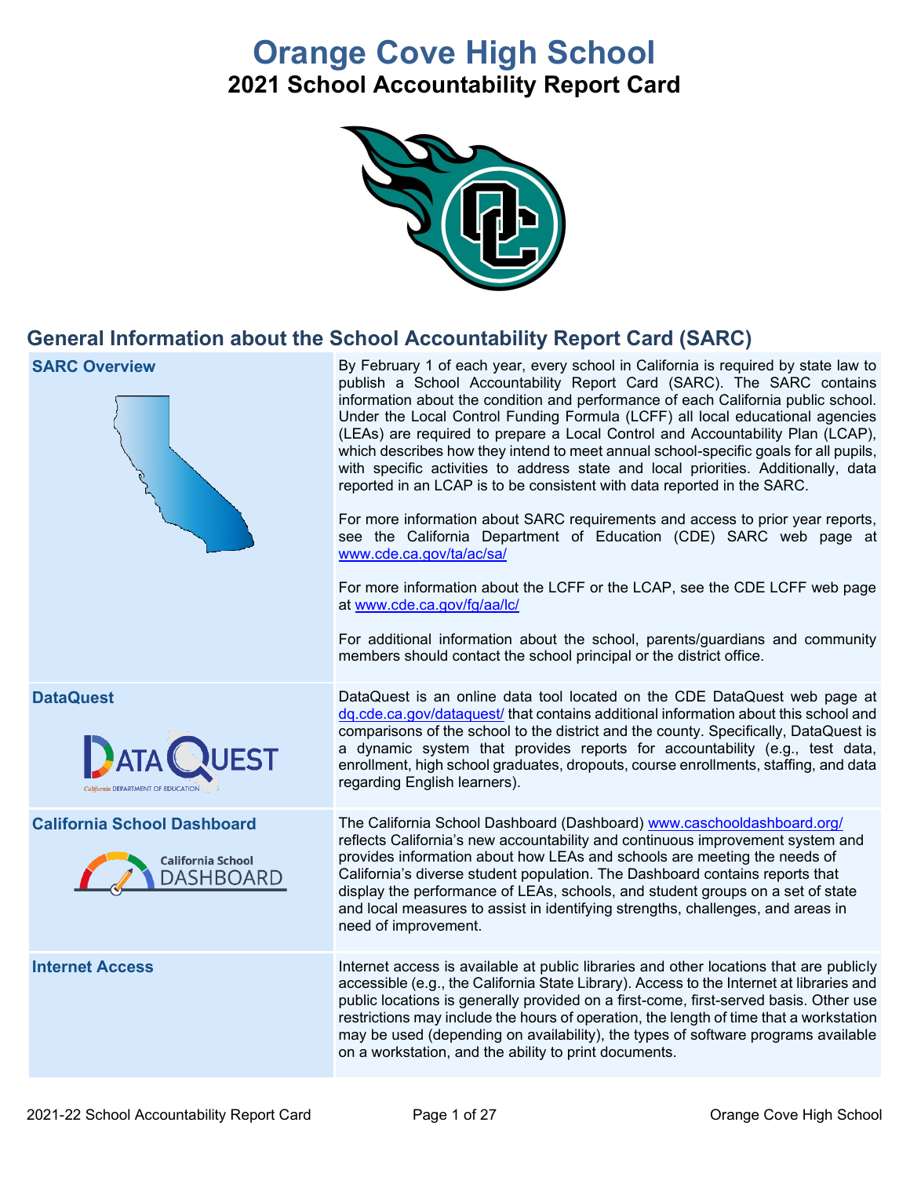# Orange Cove High School

## 2021 School Accountability Report Card

## General Information about the School Accountability Report Card (SARC)

| | |
|---|---|
| **SARC Overview** | By February 1 of each year, every school in California is required by state law to publish a School Accountability Report Card (SARC). The SARC contains information about the condition and performance of each California public school. Under the Local Control Funding Formula (LCFF) all local educational agencies (LEAs) are required to prepare a Local Control and Accountability Plan (LCAP), which describes how they intend to meet annual school-specific goals for all pupils, with specific activities to address state and local priorities. Additionally, data reported in an LCAP is to be consistent with data reported in the SARC.<br><br>For more information about SARC requirements and access to prior year reports, see the California Department of Education (CDE) SARC web page at www.cde.ca.gov/ta/ac/sa/<br><br>For more information about the LCFF or the LCAP, see the CDE LCFF web page at www.cde.ca.gov/fg/aa/lc/<br><br>For additional information about the school, parents/guardians and community members should contact the school principal or the district office. |
| **DataQuest** | DataQuest is an online data tool located on the CDE DataQuest web page at dq.cde.ca.gov/dataquest/ that contains additional information about this school and comparisons of the school to the district and the county. Specifically, DataQuest is a dynamic system that provides reports for accountability (e.g., test data, enrollment, high school graduates, dropouts, course enrollments, staffing, and data regarding English learners). |
| **California School Dashboard** | The California School Dashboard (Dashboard) www.caschooldashboard.org/ reflects California's new accountability and continuous improvement system and provides information about how LEAs and schools are meeting the needs of California's diverse student population. The Dashboard contains reports that display the performance of LEAs, schools, and student groups on a set of state and local measures to assist in identifying strengths, challenges, and areas in need of improvement. |
| **Internet Access** | Internet access is available at public libraries and other locations that are publicly accessible (e.g., the California State Library). Access to the Internet at libraries and public locations is generally provided on a first-come, first-served basis. Other use restrictions may include the hours of operation, the length of time that a workstation may be used (depending on availability), the types of software programs available on a workstation, and the ability to print documents. |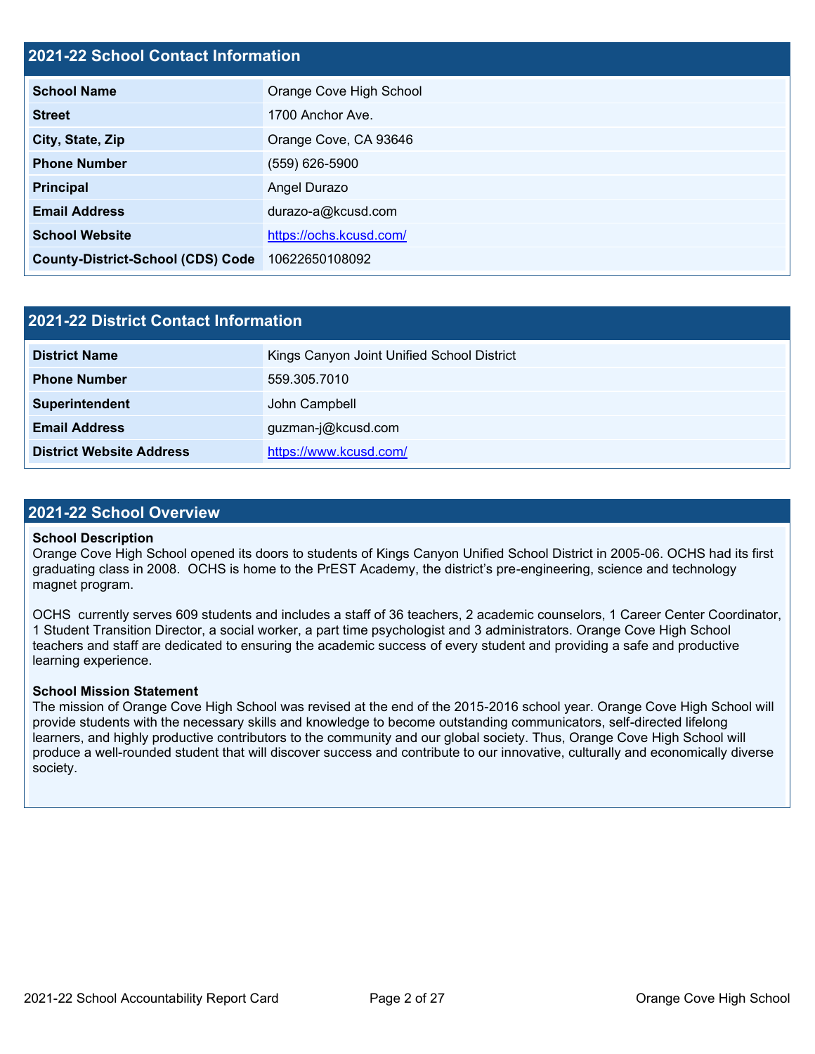## 2021-22 School Contact Information

| | |
|---|---|
| **School Name** | Orange Cove High School |
| **Street** | 1700 Anchor Ave. |
| **City, State, Zip** | Orange Cove, CA 93646 |
| **Phone Number** | (559) 626-5900 |
| **Principal** | Angel Durazo |
| **Email Address** | durazo-a@kcusd.com |
| **School Website** | https://ochs.kcusd.com/ |
| **County-District-School (CDS) Code** | 10622650108092 |

## 2021-22 District Contact Information

| | |
|---|---|
| **District Name** | Kings Canyon Joint Unified School District |
| **Phone Number** | 559.305.7010 |
| **Superintendent** | John Campbell |
| **Email Address** | guzman-j@kcusd.com |
| **District Website Address** | https://www.kcusd.com/ |

## 2021-22 School Overview

**School Description**

Orange Cove High School opened its doors to students of Kings Canyon Unified School District in 2005-06. OCHS had its first graduating class in 2008. OCHS is home to the PrEST Academy, the district's pre-engineering, science and technology magnet program.

OCHS currently serves 609 students and includes a staff of 36 teachers, 2 academic counselors, 1 Career Center Coordinator, 1 Student Transition Director, a social worker, a part time psychologist and 3 administrators. Orange Cove High School teachers and staff are dedicated to ensuring the academic success of every student and providing a safe and productive learning experience.

**School Mission Statement**

The mission of Orange Cove High School was revised at the end of the 2015-2016 school year. Orange Cove High School will provide students with the necessary skills and knowledge to become outstanding communicators, self-directed lifelong learners, and highly productive contributors to the community and our global society. Thus, Orange Cove High School will produce a well-rounded student that will discover success and contribute to our innovative, culturally and economically diverse society.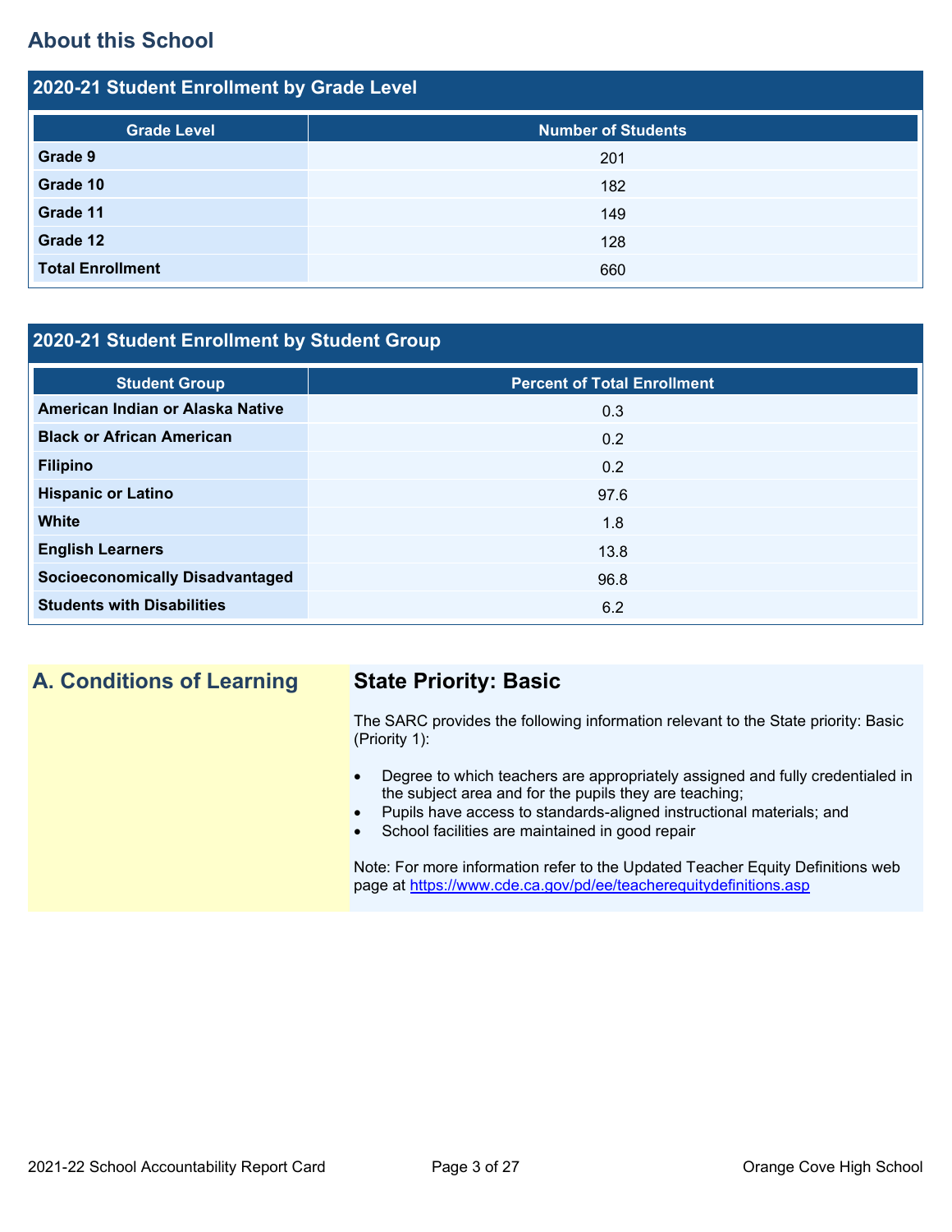## About this School

### 2020-21 Student Enrollment by Grade Level

| Grade Level | Number of Students |
|---|---|
| **Grade 9** | 201 |
| **Grade 10** | 182 |
| **Grade 11** | 149 |
| **Grade 12** | 128 |
| **Total Enrollment** | 660 |

### 2020-21 Student Enrollment by Student Group

| Student Group | Percent of Total Enrollment |
|---|---|
| **American Indian or Alaska Native** | 0.3 |
| **Black or African American** | 0.2 |
| **Filipino** | 0.2 |
| **Hispanic or Latino** | 97.6 |
| **White** | 1.8 |
| **English Learners** | 13.8 |
| **Socioeconomically Disadvantaged** | 96.8 |
| **Students with Disabilities** | 6.2 |

## A. Conditions of Learning

### State Priority: Basic

The SARC provides the following information relevant to the State priority: Basic (Priority 1):

- Degree to which teachers are appropriately assigned and fully credentialed in the subject area and for the pupils they are teaching;
- Pupils have access to standards-aligned instructional materials; and
- School facilities are maintained in good repair

Note: For more information refer to the Updated Teacher Equity Definitions web page at https://www.cde.ca.gov/pd/ee/teacherequitydefinitions.asp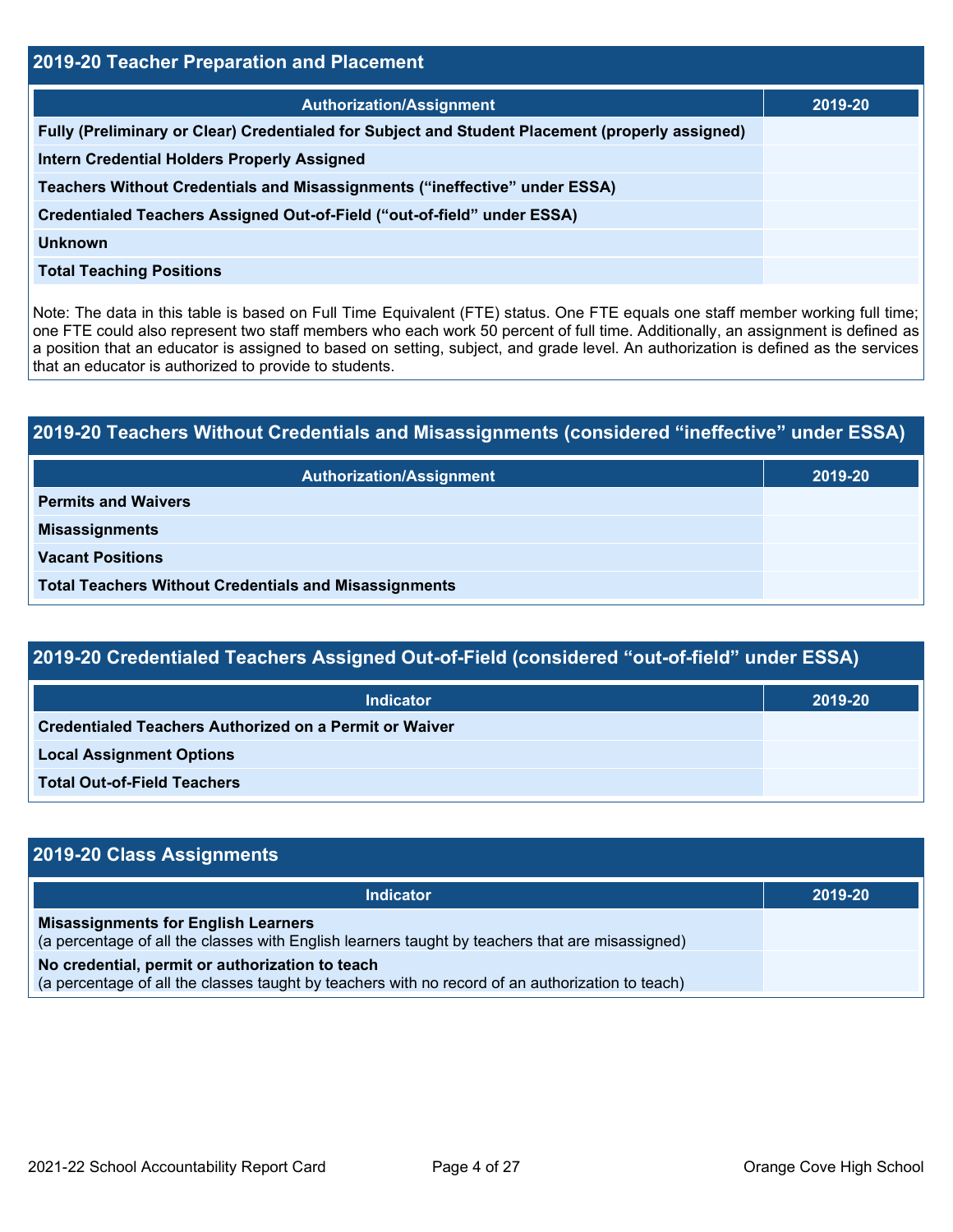## 2019-20 Teacher Preparation and Placement

| Authorization/Assignment | 2019-20 |
| --- | --- |
| Fully (Preliminary or Clear) Credentialed for Subject and Student Placement (properly assigned) | |
| Intern Credential Holders Properly Assigned | |
| Teachers Without Credentials and Misassignments ("ineffective" under ESSA) | |
| Credentialed Teachers Assigned Out-of-Field ("out-of-field" under ESSA) | |
| Unknown | |
| Total Teaching Positions | |

Note: The data in this table is based on Full Time Equivalent (FTE) status. One FTE equals one staff member working full time; one FTE could also represent two staff members who each work 50 percent of full time. Additionally, an assignment is defined as a position that an educator is assigned to based on setting, subject, and grade level. An authorization is defined as the services that an educator is authorized to provide to students.

## 2019-20 Teachers Without Credentials and Misassignments (considered "ineffective" under ESSA)

| Authorization/Assignment | 2019-20 |
| --- | --- |
| Permits and Waivers | |
| Misassignments | |
| Vacant Positions | |
| Total Teachers Without Credentials and Misassignments | |

## 2019-20 Credentialed Teachers Assigned Out-of-Field (considered "out-of-field" under ESSA)

| Indicator | 2019-20 |
| --- | --- |
| Credentialed Teachers Authorized on a Permit or Waiver | |
| Local Assignment Options | |
| Total Out-of-Field Teachers | |

## 2019-20 Class Assignments

| Indicator | 2019-20 |
| --- | --- |
| **Misassignments for English Learners** (a percentage of all the classes with English learners taught by teachers that are misassigned) | |
| **No credential, permit or authorization to teach** (a percentage of all the classes taught by teachers with no record of an authorization to teach) | |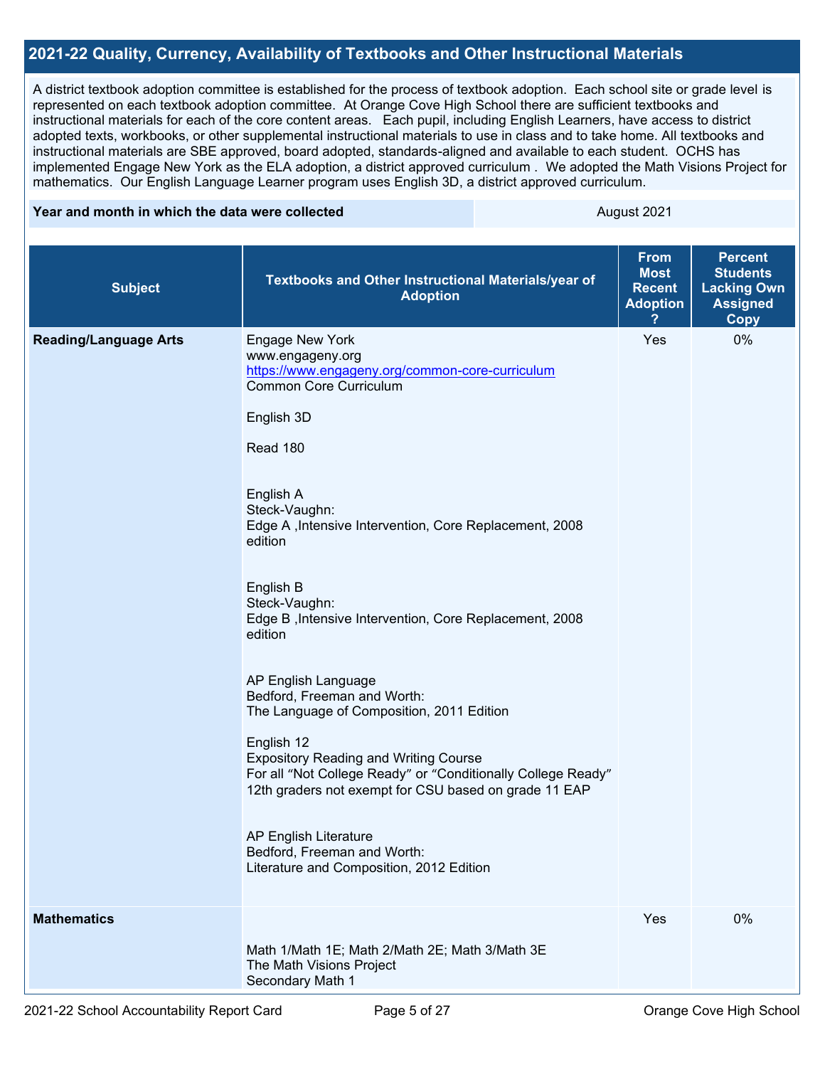## 2021-22 Quality, Currency, Availability of Textbooks and Other Instructional Materials

A district textbook adoption committee is established for the process of textbook adoption. Each school site or grade level is represented on each textbook adoption committee. At Orange Cove High School there are sufficient textbooks and instructional materials for each of the core content areas. Each pupil, including English Learners, have access to district adopted texts, workbooks, or other supplemental instructional materials to use in class and to take home. All textbooks and instructional materials are SBE approved, board adopted, standards-aligned and available to each student. OCHS has implemented Engage New York as the ELA adoption, a district approved curriculum . We adopted the Math Visions Project for mathematics. Our English Language Learner program uses English 3D, a district approved curriculum.

| Year and month in which the data were collected | August 2021 |
|---|---|

| Subject | Textbooks and Other Instructional Materials/year of Adoption | From Most Recent Adoption ? | Percent Students Lacking Own Assigned Copy |
|---|---|---|---|
| Reading/Language Arts | Engage New York<br>www.engageny.org<br>https://www.engageny.org/common-core-curriculum<br>Common Core Curriculum<br><br>English 3D<br><br>Read 180<br><br>English A<br>Steck-Vaughn:<br>Edge A ,Intensive Intervention, Core Replacement, 2008 edition<br><br>English B<br>Steck-Vaughn:<br>Edge B ,Intensive Intervention, Core Replacement, 2008 edition<br><br>AP English Language<br>Bedford, Freeman and Worth:<br>The Language of Composition, 2011 Edition<br><br>English 12<br>Expository Reading and Writing Course<br>For all “Not College Ready” or “Conditionally College Ready” 12th graders not exempt for CSU based on grade 11 EAP<br><br>AP English Literature<br>Bedford, Freeman and Worth:<br>Literature and Composition, 2012 Edition | Yes | 0% |
| Mathematics | Math 1/Math 1E; Math 2/Math 2E; Math 3/Math 3E<br>The Math Visions Project<br>Secondary Math 1 | Yes | 0% |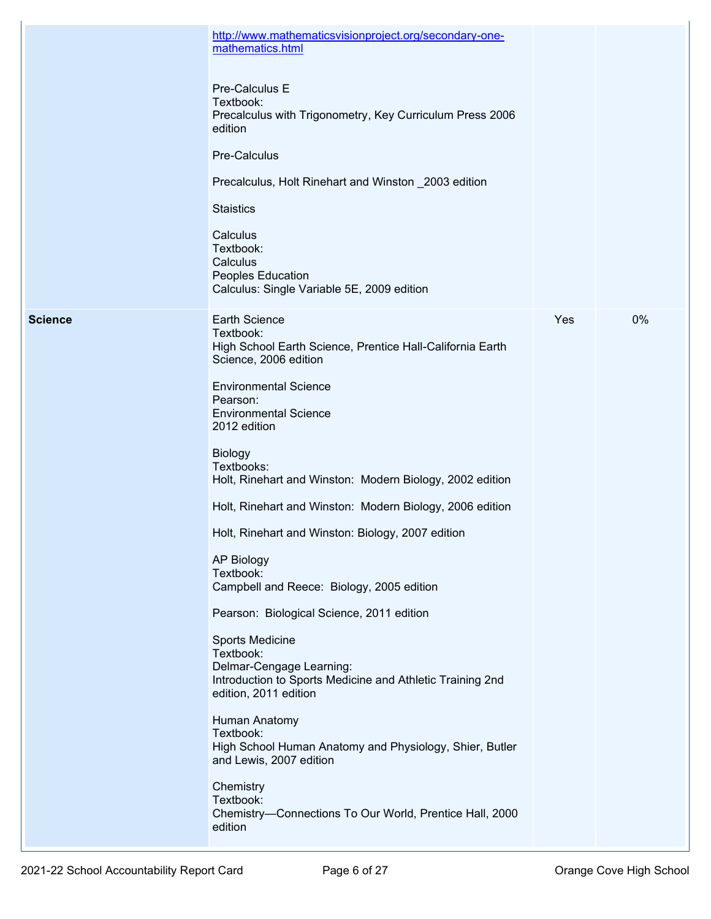| | | | |
|---|---|---|---|
| | http://www.mathematicsvisionproject.org/secondary-one-mathematics.html<br><br>Pre-Calculus E<br>Textbook:<br>Precalculus with Trigonometry, Key Curriculum Press 2006 edition<br><br>Pre-Calculus<br><br>Precalculus, Holt Rinehart and Winston _2003 edition<br><br>Staistics<br><br>Calculus<br>Textbook:<br>Calculus<br>Peoples Education<br>Calculus: Single Variable 5E, 2009 edition | | |
| **Science** | Earth Science<br>Textbook:<br>High School Earth Science, Prentice Hall-California Earth Science, 2006 edition<br><br>Environmental Science<br>Pearson:<br>Environmental Science<br>2012 edition<br><br>Biology<br>Textbooks:<br>Holt, Rinehart and Winston: Modern Biology, 2002 edition<br><br>Holt, Rinehart and Winston: Modern Biology, 2006 edition<br><br>Holt, Rinehart and Winston: Biology, 2007 edition<br><br>AP Biology<br>Textbook:<br>Campbell and Reece: Biology, 2005 edition<br><br>Pearson: Biological Science, 2011 edition<br><br>Sports Medicine<br>Textbook:<br>Delmar-Cengage Learning:<br>Introduction to Sports Medicine and Athletic Training 2nd edition, 2011 edition<br><br>Human Anatomy<br>Textbook:<br>High School Human Anatomy and Physiology, Shier, Butler and Lewis, 2007 edition<br><br>Chemistry<br>Textbook:<br>Chemistry—Connections To Our World, Prentice Hall, 2000 edition | Yes | 0% |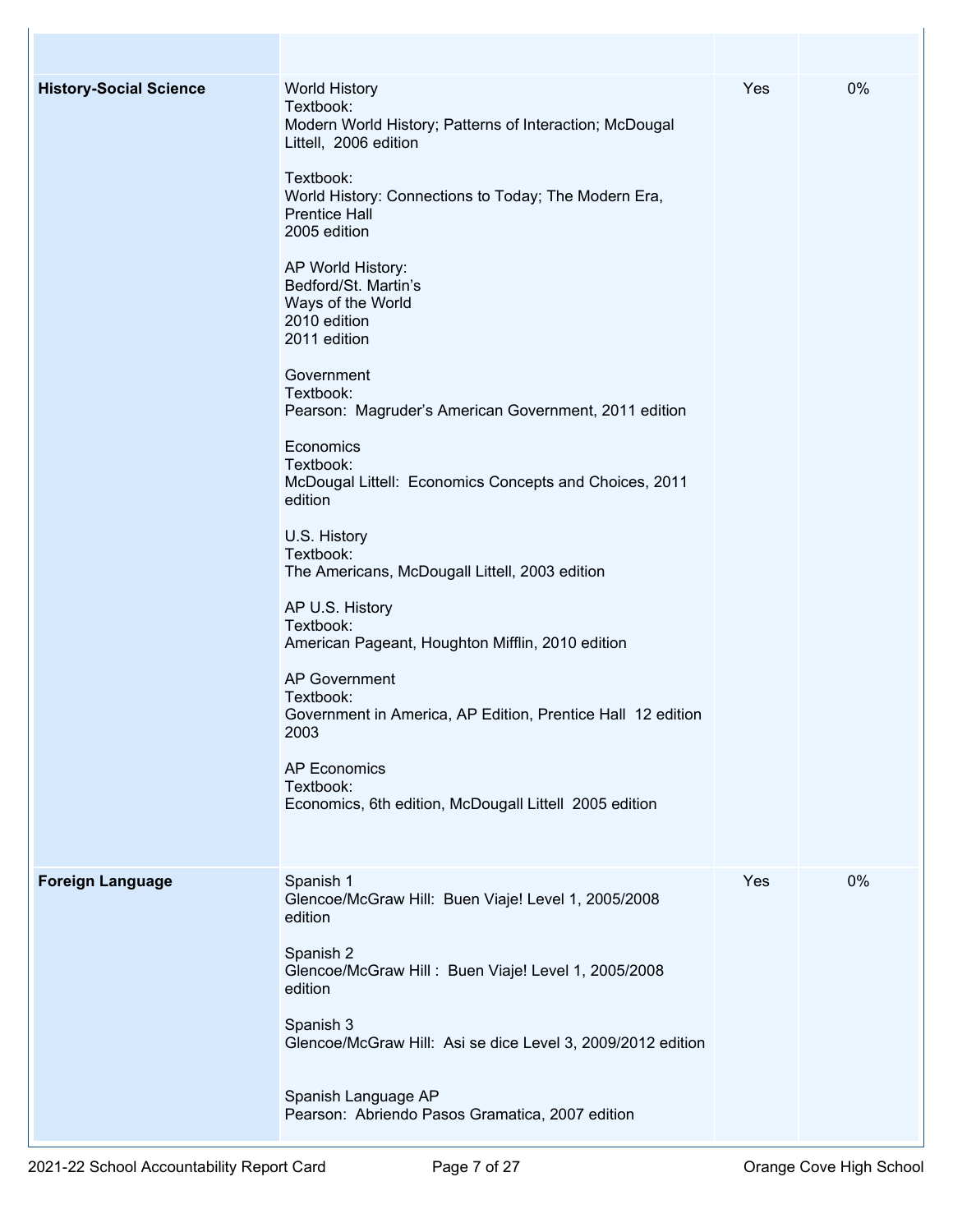| | | | |
|---|---|---|---|
| | | | |
| **History-Social Science** | World History<br>Textbook:<br>Modern World History; Patterns of Interaction; McDougal Littell, 2006 edition<br><br>Textbook:<br>World History: Connections to Today; The Modern Era, Prentice Hall<br>2005 edition<br><br>AP World History:<br>Bedford/St. Martin's<br>Ways of the World<br>2010 edition<br>2011 edition<br><br>Government<br>Textbook:<br>Pearson: Magruder's American Government, 2011 edition<br><br>Economics<br>Textbook:<br>McDougal Littell: Economics Concepts and Choices, 2011 edition<br><br>U.S. History<br>Textbook:<br>The Americans, McDougall Littell, 2003 edition<br><br>AP U.S. History<br>Textbook:<br>American Pageant, Houghton Mifflin, 2010 edition<br><br>AP Government<br>Textbook:<br>Government in America, AP Edition, Prentice Hall 12 edition 2003<br><br>AP Economics<br>Textbook:<br>Economics, 6th edition, McDougall Littell 2005 edition | Yes | 0% |
| **Foreign Language** | Spanish 1<br>Glencoe/McGraw Hill: Buen Viaje! Level 1, 2005/2008 edition<br><br>Spanish 2<br>Glencoe/McGraw Hill : Buen Viaje! Level 1, 2005/2008 edition<br><br>Spanish 3<br>Glencoe/McGraw Hill: Asi se dice Level 3, 2009/2012 edition<br><br>Spanish Language AP<br>Pearson: Abriendo Pasos Gramatica, 2007 edition | Yes | 0% |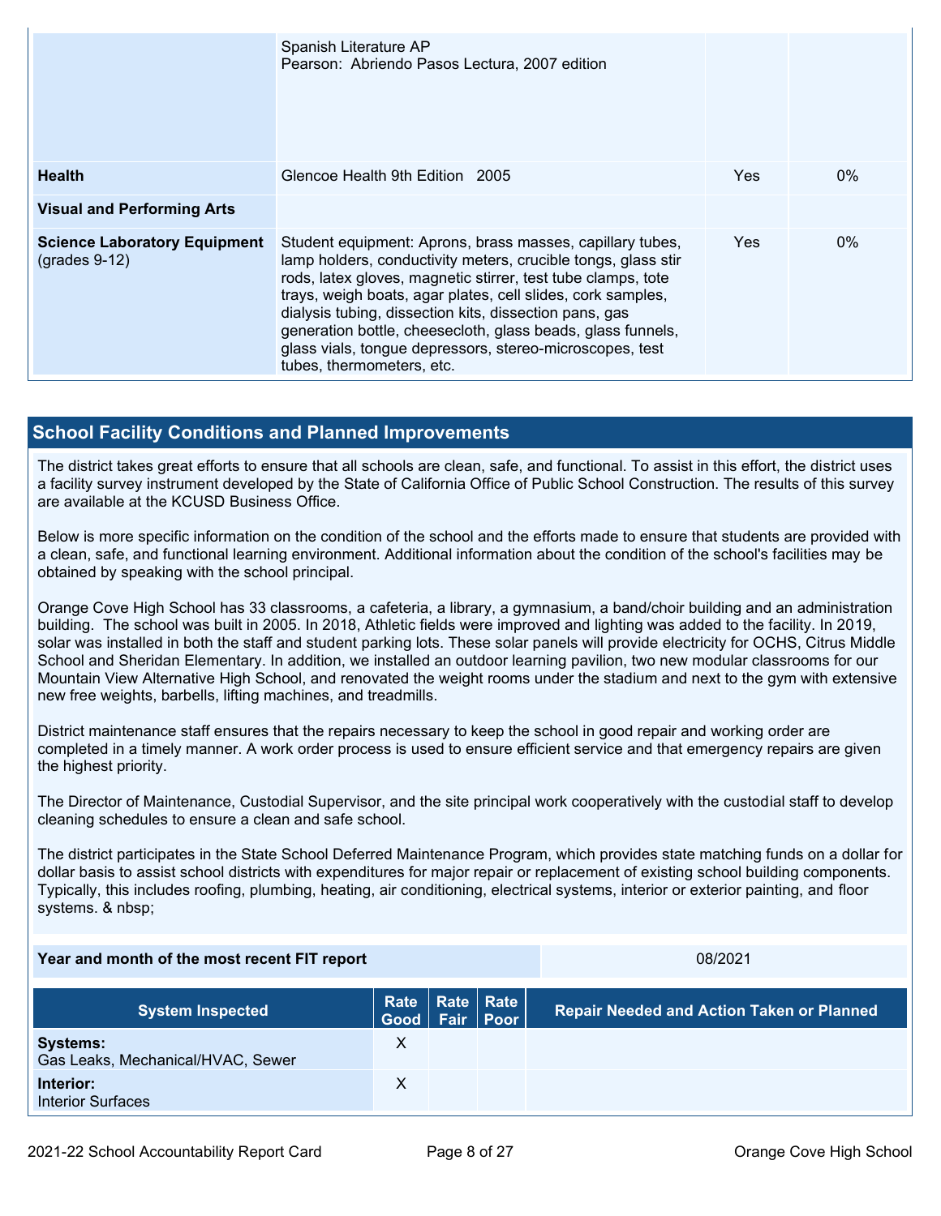| | | | |
|---|---|---|---|
| | Spanish Literature AP<br>Pearson: Abriendo Pasos Lectura, 2007 edition | | |
| **Health** | Glencoe Health 9th Edition 2005 | Yes | 0% |
| **Visual and Performing Arts** | | | |
| **Science Laboratory Equipment** (grades 9-12) | Student equipment: Aprons, brass masses, capillary tubes, lamp holders, conductivity meters, crucible tongs, glass stir rods, latex gloves, magnetic stirrer, test tube clamps, tote trays, weigh boats, agar plates, cell slides, cork samples, dialysis tubing, dissection kits, dissection pans, gas generation bottle, cheesecloth, glass beads, glass funnels, glass vials, tongue depressors, stereo-microscopes, test tubes, thermometers, etc. | Yes | 0% |

## School Facility Conditions and Planned Improvements

The district takes great efforts to ensure that all schools are clean, safe, and functional. To assist in this effort, the district uses a facility survey instrument developed by the State of California Office of Public School Construction. The results of this survey are available at the KCUSD Business Office.

Below is more specific information on the condition of the school and the efforts made to ensure that students are provided with a clean, safe, and functional learning environment. Additional information about the condition of the school's facilities may be obtained by speaking with the school principal.

Orange Cove High School has 33 classrooms, a cafeteria, a library, a gymnasium, a band/choir building and an administration building. The school was built in 2005. In 2018, Athletic fields were improved and lighting was added to the facility. In 2019, solar was installed in both the staff and student parking lots. These solar panels will provide electricity for OCHS, Citrus Middle School and Sheridan Elementary. In addition, we installed an outdoor learning pavilion, two new modular classrooms for our Mountain View Alternative High School, and renovated the weight rooms under the stadium and next to the gym with extensive new free weights, barbells, lifting machines, and treadmills.

District maintenance staff ensures that the repairs necessary to keep the school in good repair and working order are completed in a timely manner. A work order process is used to ensure efficient service and that emergency repairs are given the highest priority.

The Director of Maintenance, Custodial Supervisor, and the site principal work cooperatively with the custodial staff to develop cleaning schedules to ensure a clean and safe school.

The district participates in the State School Deferred Maintenance Program, which provides state matching funds on a dollar for dollar basis to assist school districts with expenditures for major repair or replacement of existing school building components. Typically, this includes roofing, plumbing, heating, air conditioning, electrical systems, interior or exterior painting, and floor systems. & nbsp;

| **Year and month of the most recent FIT report** | 08/2021 |
|---|---|

| System Inspected | Rate Good | Rate Fair | Rate Poor | Repair Needed and Action Taken or Planned |
|---|---|---|---|---|
| **Systems:**<br>Gas Leaks, Mechanical/HVAC, Sewer | X | | | |
| **Interior:**<br>Interior Surfaces | X | | | |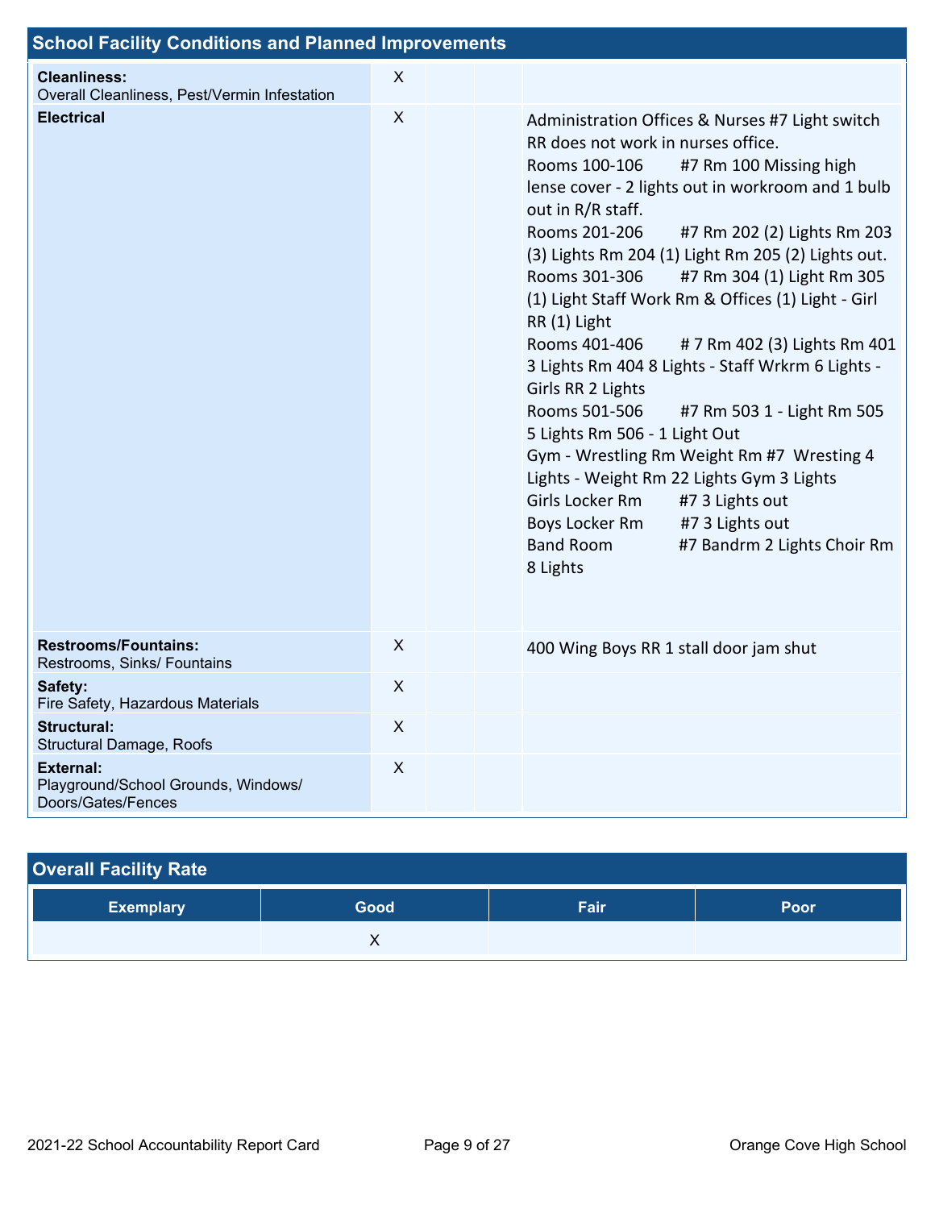## School Facility Conditions and Planned Improvements

| System Inspected | Good | Fair | Poor | Repair Needed and Action Taken or Planned |
|---|---|---|---|---|
| **Cleanliness:** Overall Cleanliness, Pest/Vermin Infestation | X | | | |
| **Electrical** | X | | | Administration Offices & Nurses #7 Light switch RR does not work in nurses office. Rooms 100-106 #7 Rm 100 Missing high lense cover - 2 lights out in workroom and 1 bulb out in R/R staff. Rooms 201-206 #7 Rm 202 (2) Lights Rm 203 (3) Lights Rm 204 (1) Light Rm 205 (2) Lights out. Rooms 301-306 #7 Rm 304 (1) Light Rm 305 (1) Light Staff Work Rm & Offices (1) Light - Girl RR (1) Light Rooms 401-406 # 7 Rm 402 (3) Lights Rm 401 3 Lights Rm 404 8 Lights - Staff Wrkrm 6 Lights - Girls RR 2 Lights Rooms 501-506 #7 Rm 503 1 - Light Rm 505 5 Lights Rm 506 - 1 Light Out Gym - Wrestling Rm Weight Rm #7 Wresting 4 Lights - Weight Rm 22 Lights Gym 3 Lights Girls Locker Rm #7 3 Lights out Boys Locker Rm #7 3 Lights out Band Room #7 Bandrm 2 Lights Choir Rm 8 Lights |
| **Restrooms/Fountains:** Restrooms, Sinks/ Fountains | X | | | 400 Wing Boys RR 1 stall door jam shut |
| **Safety:** Fire Safety, Hazardous Materials | X | | | |
| **Structural:** Structural Damage, Roofs | X | | | |
| **External:** Playground/School Grounds, Windows/ Doors/Gates/Fences | X | | | |

## Overall Facility Rate

| Exemplary | Good | Fair | Poor |
|---|---|---|---|
| | X | | |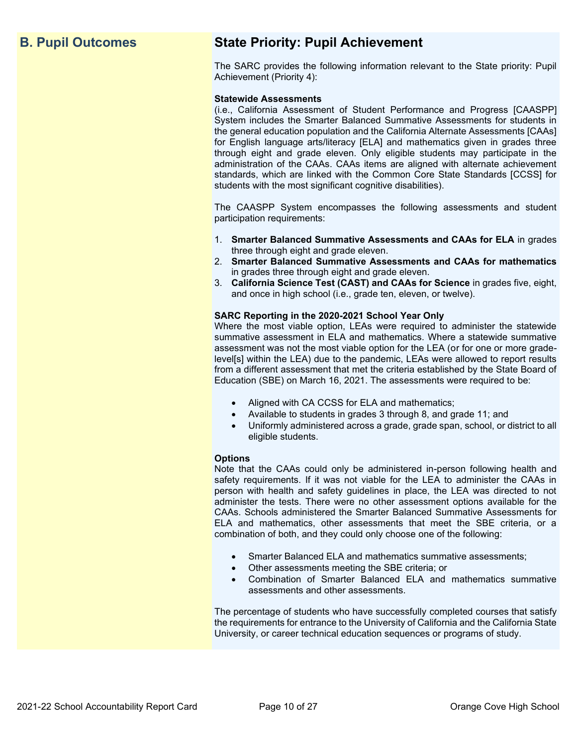## B. Pupil Outcomes

## State Priority: Pupil Achievement

The SARC provides the following information relevant to the State priority: Pupil Achievement (Priority 4):

**Statewide Assessments**
(i.e., California Assessment of Student Performance and Progress [CAASPP] System includes the Smarter Balanced Summative Assessments for students in the general education population and the California Alternate Assessments [CAAs] for English language arts/literacy [ELA] and mathematics given in grades three through eight and grade eleven. Only eligible students may participate in the administration of the CAAs. CAAs items are aligned with alternate achievement standards, which are linked with the Common Core State Standards [CCSS] for students with the most significant cognitive disabilities).

The CAASPP System encompasses the following assessments and student participation requirements:

1. **Smarter Balanced Summative Assessments and CAAs for ELA** in grades three through eight and grade eleven.
2. **Smarter Balanced Summative Assessments and CAAs for mathematics** in grades three through eight and grade eleven.
3. **California Science Test (CAST) and CAAs for Science** in grades five, eight, and once in high school (i.e., grade ten, eleven, or twelve).

**SARC Reporting in the 2020-2021 School Year Only**
Where the most viable option, LEAs were required to administer the statewide summative assessment in ELA and mathematics. Where a statewide summative assessment was not the most viable option for the LEA (or for one or more grade-level[s] within the LEA) due to the pandemic, LEAs were allowed to report results from a different assessment that met the criteria established by the State Board of Education (SBE) on March 16, 2021. The assessments were required to be:

- Aligned with CA CCSS for ELA and mathematics;
- Available to students in grades 3 through 8, and grade 11; and
- Uniformly administered across a grade, grade span, school, or district to all eligible students.

**Options**
Note that the CAAs could only be administered in-person following health and safety requirements. If it was not viable for the LEA to administer the CAAs in person with health and safety guidelines in place, the LEA was directed to not administer the tests. There were no other assessment options available for the CAAs. Schools administered the Smarter Balanced Summative Assessments for ELA and mathematics, other assessments that meet the SBE criteria, or a combination of both, and they could only choose one of the following:

- Smarter Balanced ELA and mathematics summative assessments;
- Other assessments meeting the SBE criteria; or
- Combination of Smarter Balanced ELA and mathematics summative assessments and other assessments.

The percentage of students who have successfully completed courses that satisfy the requirements for entrance to the University of California and the California State University, or career technical education sequences or programs of study.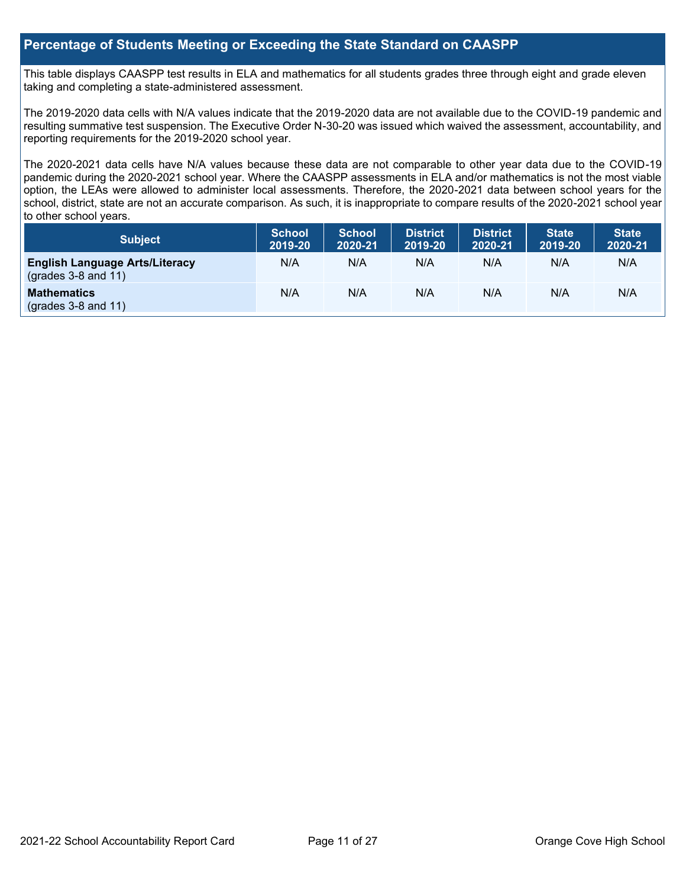## Percentage of Students Meeting or Exceeding the State Standard on CAASPP

This table displays CAASPP test results in ELA and mathematics for all students grades three through eight and grade eleven taking and completing a state-administered assessment.

The 2019-2020 data cells with N/A values indicate that the 2019-2020 data are not available due to the COVID-19 pandemic and resulting summative test suspension. The Executive Order N-30-20 was issued which waived the assessment, accountability, and reporting requirements for the 2019-2020 school year.

The 2020-2021 data cells have N/A values because these data are not comparable to other year data due to the COVID-19 pandemic during the 2020-2021 school year. Where the CAASPP assessments in ELA and/or mathematics is not the most viable option, the LEAs were allowed to administer local assessments. Therefore, the 2020-2021 data between school years for the school, district, state are not an accurate comparison. As such, it is inappropriate to compare results of the 2020-2021 school year to other school years.

| Subject | School 2019-20 | School 2020-21 | District 2019-20 | District 2020-21 | State 2019-20 | State 2020-21 |
|---|---|---|---|---|---|---|
| **English Language Arts/Literacy** (grades 3-8 and 11) | N/A | N/A | N/A | N/A | N/A | N/A |
| **Mathematics** (grades 3-8 and 11) | N/A | N/A | N/A | N/A | N/A | N/A |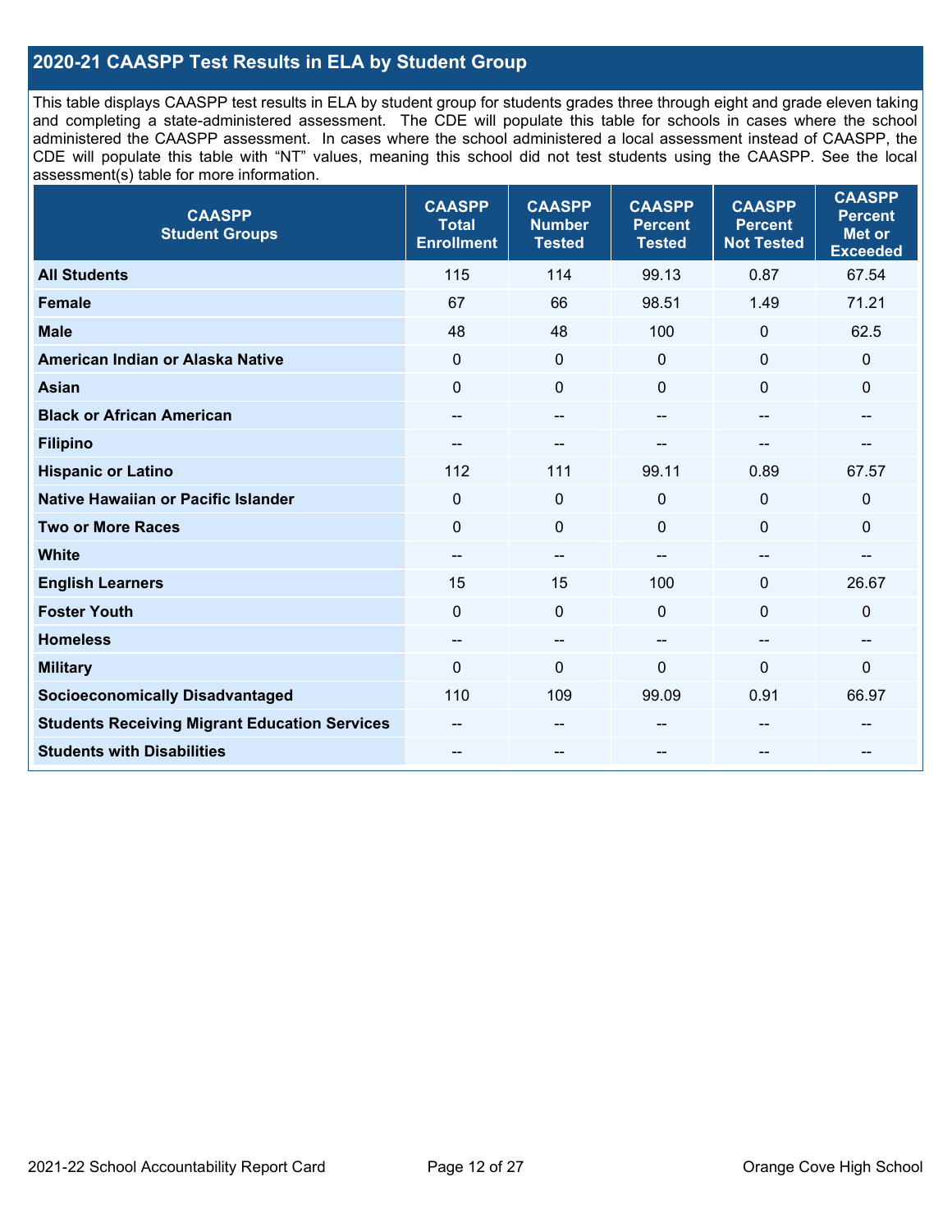## 2020-21 CAASPP Test Results in ELA by Student Group

This table displays CAASPP test results in ELA by student group for students grades three through eight and grade eleven taking and completing a state-administered assessment. The CDE will populate this table for schools in cases where the school administered the CAASPP assessment. In cases where the school administered a local assessment instead of CAASPP, the CDE will populate this table with "NT" values, meaning this school did not test students using the CAASPP. See the local assessment(s) table for more information.

| CAASPP Student Groups | CAASPP Total Enrollment | CAASPP Number Tested | CAASPP Percent Tested | CAASPP Percent Not Tested | CAASPP Percent Met or Exceeded |
|---|---|---|---|---|---|
| **All Students** | 115 | 114 | 99.13 | 0.87 | 67.54 |
| **Female** | 67 | 66 | 98.51 | 1.49 | 71.21 |
| **Male** | 48 | 48 | 100 | 0 | 62.5 |
| **American Indian or Alaska Native** | 0 | 0 | 0 | 0 | 0 |
| **Asian** | 0 | 0 | 0 | 0 | 0 |
| **Black or African American** | -- | -- | -- | -- | -- |
| **Filipino** | -- | -- | -- | -- | -- |
| **Hispanic or Latino** | 112 | 111 | 99.11 | 0.89 | 67.57 |
| **Native Hawaiian or Pacific Islander** | 0 | 0 | 0 | 0 | 0 |
| **Two or More Races** | 0 | 0 | 0 | 0 | 0 |
| **White** | -- | -- | -- | -- | -- |
| **English Learners** | 15 | 15 | 100 | 0 | 26.67 |
| **Foster Youth** | 0 | 0 | 0 | 0 | 0 |
| **Homeless** | -- | -- | -- | -- | -- |
| **Military** | 0 | 0 | 0 | 0 | 0 |
| **Socioeconomically Disadvantaged** | 110 | 109 | 99.09 | 0.91 | 66.97 |
| **Students Receiving Migrant Education Services** | -- | -- | -- | -- | -- |
| **Students with Disabilities** | -- | -- | -- | -- | -- |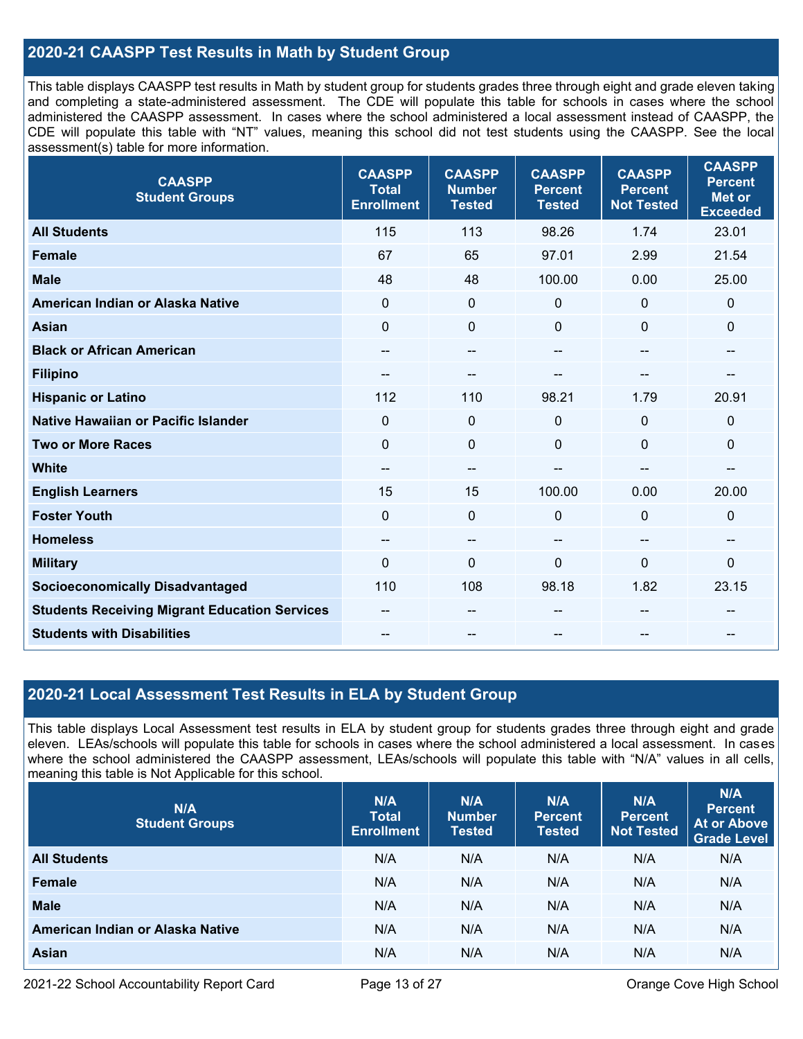## 2020-21 CAASPP Test Results in Math by Student Group

This table displays CAASPP test results in Math by student group for students grades three through eight and grade eleven taking and completing a state-administered assessment. The CDE will populate this table for schools in cases where the school administered the CAASPP assessment. In cases where the school administered a local assessment instead of CAASPP, the CDE will populate this table with "NT" values, meaning this school did not test students using the CAASPP. See the local assessment(s) table for more information.

| CAASPP Student Groups | CAASPP Total Enrollment | CAASPP Number Tested | CAASPP Percent Tested | CAASPP Percent Not Tested | CAASPP Percent Met or Exceeded |
|---|---|---|---|---|---|
| All Students | 115 | 113 | 98.26 | 1.74 | 23.01 |
| Female | 67 | 65 | 97.01 | 2.99 | 21.54 |
| Male | 48 | 48 | 100.00 | 0.00 | 25.00 |
| American Indian or Alaska Native | 0 | 0 | 0 | 0 | 0 |
| Asian | 0 | 0 | 0 | 0 | 0 |
| Black or African American | -- | -- | -- | -- | -- |
| Filipino | -- | -- | -- | -- | -- |
| Hispanic or Latino | 112 | 110 | 98.21 | 1.79 | 20.91 |
| Native Hawaiian or Pacific Islander | 0 | 0 | 0 | 0 | 0 |
| Two or More Races | 0 | 0 | 0 | 0 | 0 |
| White | -- | -- | -- | -- | -- |
| English Learners | 15 | 15 | 100.00 | 0.00 | 20.00 |
| Foster Youth | 0 | 0 | 0 | 0 | 0 |
| Homeless | -- | -- | -- | -- | -- |
| Military | 0 | 0 | 0 | 0 | 0 |
| Socioeconomically Disadvantaged | 110 | 108 | 98.18 | 1.82 | 23.15 |
| Students Receiving Migrant Education Services | -- | -- | -- | -- | -- |
| Students with Disabilities | -- | -- | -- | -- | -- |

## 2020-21 Local Assessment Test Results in ELA by Student Group

This table displays Local Assessment test results in ELA by student group for students grades three through eight and grade eleven. LEAs/schools will populate this table for schools in cases where the school administered a local assessment. In cases where the school administered the CAASPP assessment, LEAs/schools will populate this table with "N/A" values in all cells, meaning this table is Not Applicable for this school.

| N/A Student Groups | N/A Total Enrollment | N/A Number Tested | N/A Percent Tested | N/A Percent Not Tested | N/A Percent At or Above Grade Level |
|---|---|---|---|---|---|
| All Students | N/A | N/A | N/A | N/A | N/A |
| Female | N/A | N/A | N/A | N/A | N/A |
| Male | N/A | N/A | N/A | N/A | N/A |
| American Indian or Alaska Native | N/A | N/A | N/A | N/A | N/A |
| Asian | N/A | N/A | N/A | N/A | N/A |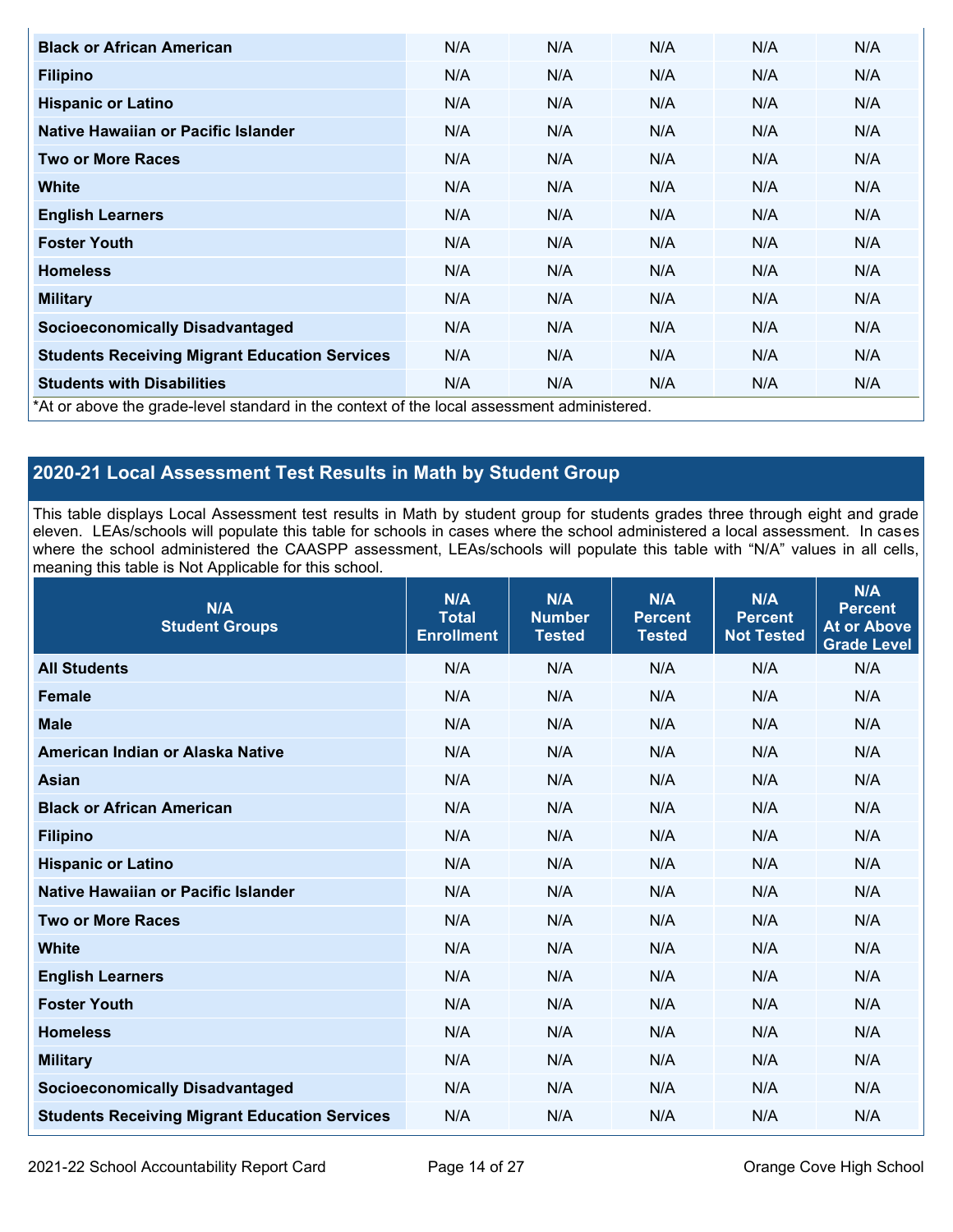| Black or African American | N/A | N/A | N/A | N/A | N/A |
|---|---|---|---|---|---|
| Filipino | N/A | N/A | N/A | N/A | N/A |
| Hispanic or Latino | N/A | N/A | N/A | N/A | N/A |
| Native Hawaiian or Pacific Islander | N/A | N/A | N/A | N/A | N/A |
| Two or More Races | N/A | N/A | N/A | N/A | N/A |
| White | N/A | N/A | N/A | N/A | N/A |
| English Learners | N/A | N/A | N/A | N/A | N/A |
| Foster Youth | N/A | N/A | N/A | N/A | N/A |
| Homeless | N/A | N/A | N/A | N/A | N/A |
| Military | N/A | N/A | N/A | N/A | N/A |
| Socioeconomically Disadvantaged | N/A | N/A | N/A | N/A | N/A |
| Students Receiving Migrant Education Services | N/A | N/A | N/A | N/A | N/A |
| Students with Disabilities | N/A | N/A | N/A | N/A | N/A |

*At or above the grade-level standard in the context of the local assessment administered.

## 2020-21 Local Assessment Test Results in Math by Student Group

This table displays Local Assessment test results in Math by student group for students grades three through eight and grade eleven. LEAs/schools will populate this table for schools in cases where the school administered a local assessment. In cases where the school administered the CAASPP assessment, LEAs/schools will populate this table with "N/A" values in all cells, meaning this table is Not Applicable for this school.

| N/A Student Groups | N/A Total Enrollment | N/A Number Tested | N/A Percent Tested | N/A Percent Not Tested | N/A Percent At or Above Grade Level |
|---|---|---|---|---|---|
| All Students | N/A | N/A | N/A | N/A | N/A |
| Female | N/A | N/A | N/A | N/A | N/A |
| Male | N/A | N/A | N/A | N/A | N/A |
| American Indian or Alaska Native | N/A | N/A | N/A | N/A | N/A |
| Asian | N/A | N/A | N/A | N/A | N/A |
| Black or African American | N/A | N/A | N/A | N/A | N/A |
| Filipino | N/A | N/A | N/A | N/A | N/A |
| Hispanic or Latino | N/A | N/A | N/A | N/A | N/A |
| Native Hawaiian or Pacific Islander | N/A | N/A | N/A | N/A | N/A |
| Two or More Races | N/A | N/A | N/A | N/A | N/A |
| White | N/A | N/A | N/A | N/A | N/A |
| English Learners | N/A | N/A | N/A | N/A | N/A |
| Foster Youth | N/A | N/A | N/A | N/A | N/A |
| Homeless | N/A | N/A | N/A | N/A | N/A |
| Military | N/A | N/A | N/A | N/A | N/A |
| Socioeconomically Disadvantaged | N/A | N/A | N/A | N/A | N/A |
| Students Receiving Migrant Education Services | N/A | N/A | N/A | N/A | N/A |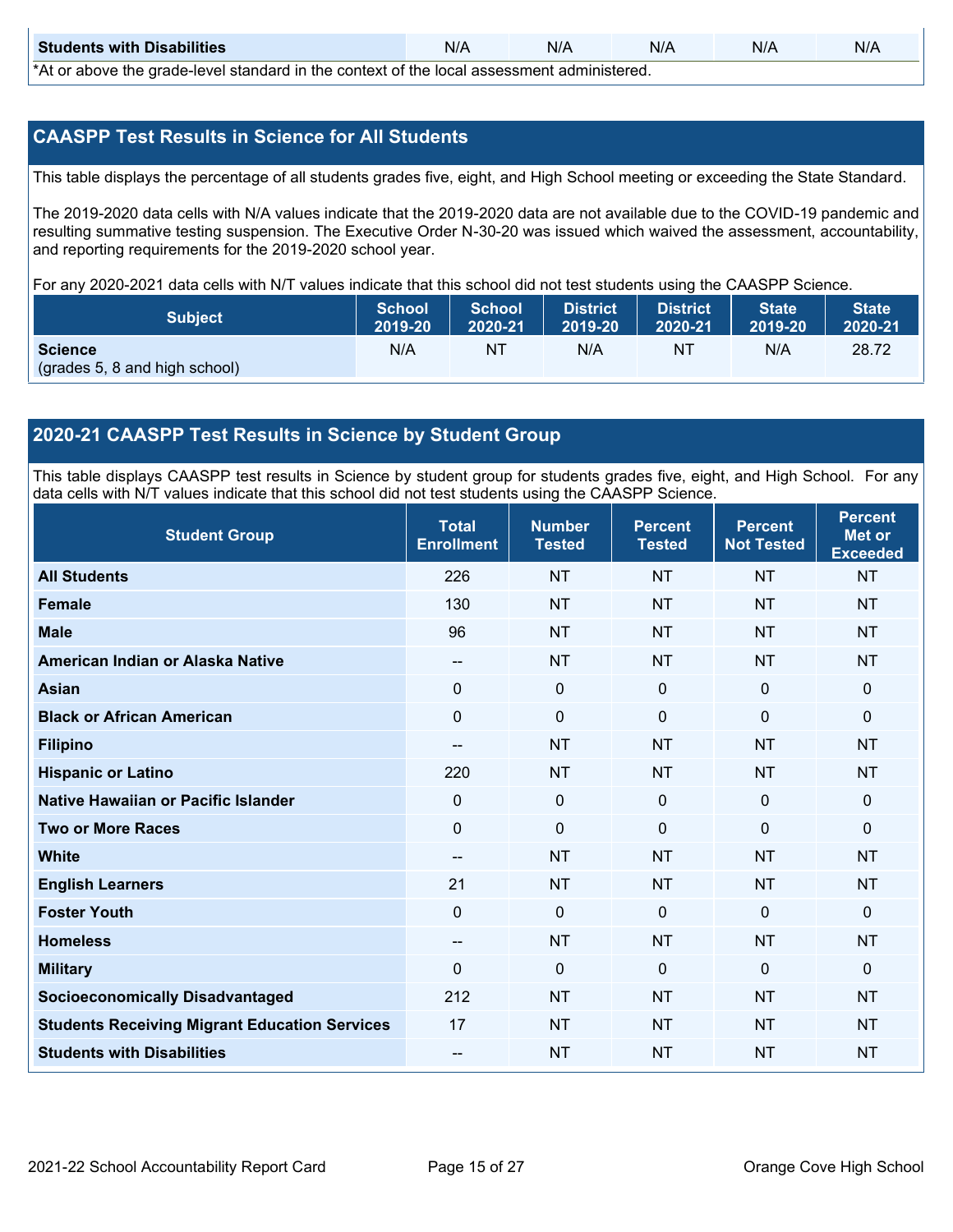| Students with Disabilities | N/A | N/A | N/A | N/A | N/A |
|---|---|---|---|---|---|

*At or above the grade-level standard in the context of the local assessment administered.

## CAASPP Test Results in Science for All Students

This table displays the percentage of all students grades five, eight, and High School meeting or exceeding the State Standard.

The 2019-2020 data cells with N/A values indicate that the 2019-2020 data are not available due to the COVID-19 pandemic and resulting summative testing suspension. The Executive Order N-30-20 was issued which waived the assessment, accountability, and reporting requirements for the 2019-2020 school year.

For any 2020-2021 data cells with N/T values indicate that this school did not test students using the CAASPP Science.

| Subject | School 2019-20 | School 2020-21 | District 2019-20 | District 2020-21 | State 2019-20 | State 2020-21 |
|---|---|---|---|---|---|---|
| **Science** (grades 5, 8 and high school) | N/A | NT | N/A | NT | N/A | 28.72 |

## 2020-21 CAASPP Test Results in Science by Student Group

This table displays CAASPP test results in Science by student group for students grades five, eight, and High School. For any data cells with N/T values indicate that this school did not test students using the CAASPP Science.

| Student Group | Total Enrollment | Number Tested | Percent Tested | Percent Not Tested | Percent Met or Exceeded |
|---|---|---|---|---|---|
| **All Students** | 226 | NT | NT | NT | NT |
| **Female** | 130 | NT | NT | NT | NT |
| **Male** | 96 | NT | NT | NT | NT |
| **American Indian or Alaska Native** | -- | NT | NT | NT | NT |
| **Asian** | 0 | 0 | 0 | 0 | 0 |
| **Black or African American** | 0 | 0 | 0 | 0 | 0 |
| **Filipino** | -- | NT | NT | NT | NT |
| **Hispanic or Latino** | 220 | NT | NT | NT | NT |
| **Native Hawaiian or Pacific Islander** | 0 | 0 | 0 | 0 | 0 |
| **Two or More Races** | 0 | 0 | 0 | 0 | 0 |
| **White** | -- | NT | NT | NT | NT |
| **English Learners** | 21 | NT | NT | NT | NT |
| **Foster Youth** | 0 | 0 | 0 | 0 | 0 |
| **Homeless** | -- | NT | NT | NT | NT |
| **Military** | 0 | 0 | 0 | 0 | 0 |
| **Socioeconomically Disadvantaged** | 212 | NT | NT | NT | NT |
| **Students Receiving Migrant Education Services** | 17 | NT | NT | NT | NT |
| **Students with Disabilities** | -- | NT | NT | NT | NT |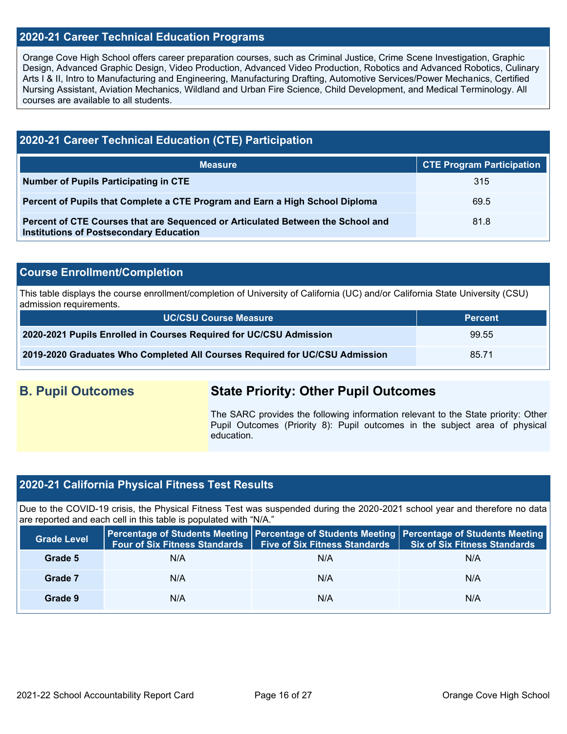## 2020-21 Career Technical Education Programs

Orange Cove High School offers career preparation courses, such as Criminal Justice, Crime Scene Investigation, Graphic Design, Advanced Graphic Design, Video Production, Advanced Video Production, Robotics and Advanced Robotics, Culinary Arts I & II, Intro to Manufacturing and Engineering, Manufacturing Drafting, Automotive Services/Power Mechanics, Certified Nursing Assistant, Aviation Mechanics, Wildland and Urban Fire Science, Child Development, and Medical Terminology. All courses are available to all students.

## 2020-21 Career Technical Education (CTE) Participation

| Measure | CTE Program Participation |
|---|---|
| **Number of Pupils Participating in CTE** | 315 |
| **Percent of Pupils that Complete a CTE Program and Earn a High School Diploma** | 69.5 |
| **Percent of CTE Courses that are Sequenced or Articulated Between the School and Institutions of Postsecondary Education** | 81.8 |

## Course Enrollment/Completion

This table displays the course enrollment/completion of University of California (UC) and/or California State University (CSU) admission requirements.

| UC/CSU Course Measure | Percent |
|---|---|
| **2020-2021 Pupils Enrolled in Courses Required for UC/CSU Admission** | 99.55 |
| **2019-2020 Graduates Who Completed All Courses Required for UC/CSU Admission** | 85.71 |

## B. Pupil Outcomes

### State Priority: Other Pupil Outcomes

The SARC provides the following information relevant to the State priority: Other Pupil Outcomes (Priority 8): Pupil outcomes in the subject area of physical education.

## 2020-21 California Physical Fitness Test Results

Due to the COVID-19 crisis, the Physical Fitness Test was suspended during the 2020-2021 school year and therefore no data are reported and each cell in this table is populated with "N/A."

| Grade Level | Percentage of Students Meeting Four of Six Fitness Standards | Percentage of Students Meeting Five of Six Fitness Standards | Percentage of Students Meeting Six of Six Fitness Standards |
|---|---|---|---|
| **Grade 5** | N/A | N/A | N/A |
| **Grade 7** | N/A | N/A | N/A |
| **Grade 9** | N/A | N/A | N/A |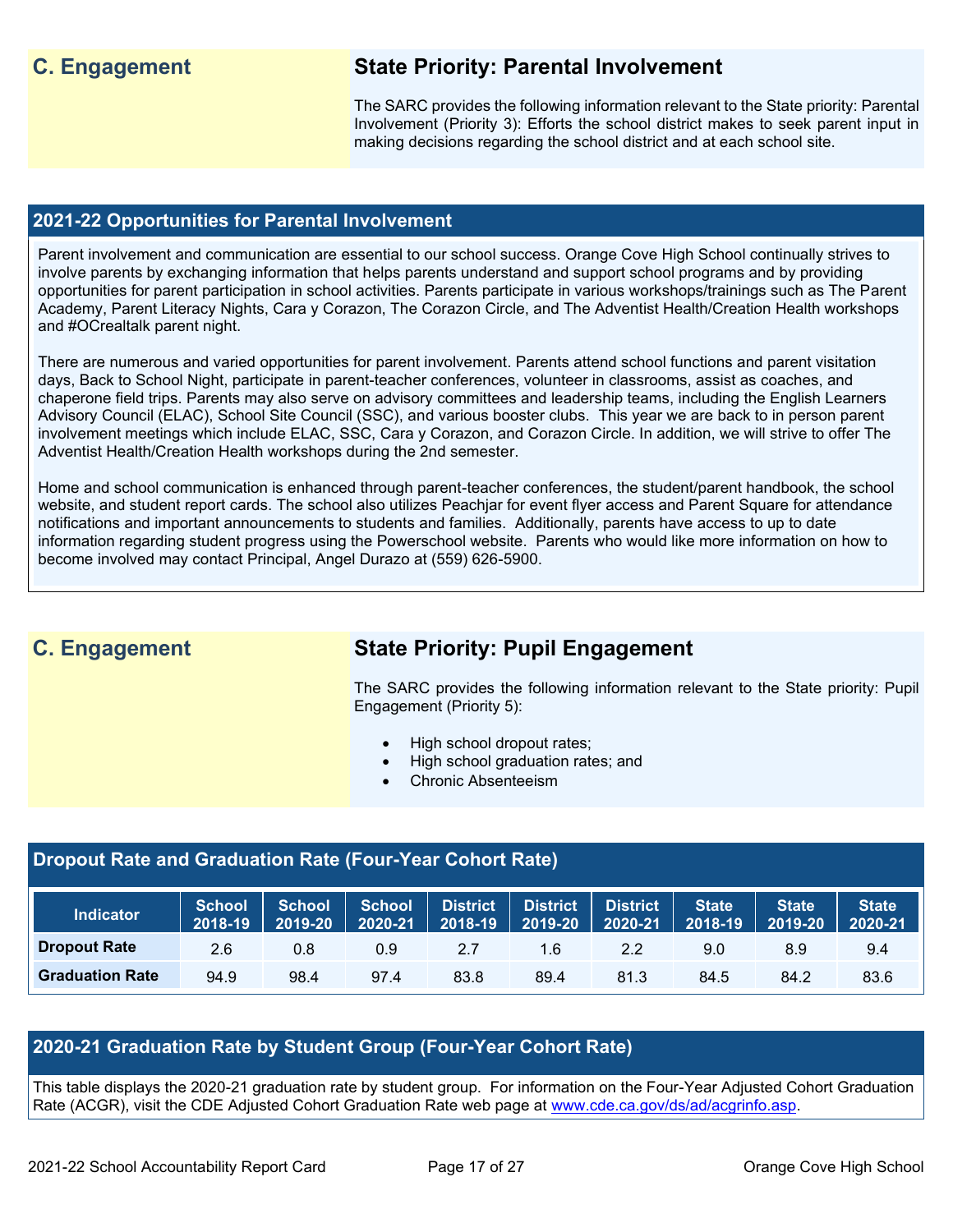## C. Engagement

### State Priority: Parental Involvement

The SARC provides the following information relevant to the State priority: Parental Involvement (Priority 3): Efforts the school district makes to seek parent input in making decisions regarding the school district and at each school site.

### 2021-22 Opportunities for Parental Involvement

Parent involvement and communication are essential to our school success. Orange Cove High School continually strives to involve parents by exchanging information that helps parents understand and support school programs and by providing opportunities for parent participation in school activities. Parents participate in various workshops/trainings such as The Parent Academy, Parent Literacy Nights, Cara y Corazon, The Corazon Circle, and The Adventist Health/Creation Health workshops and #OCrealtalk parent night.

There are numerous and varied opportunities for parent involvement. Parents attend school functions and parent visitation days, Back to School Night, participate in parent-teacher conferences, volunteer in classrooms, assist as coaches, and chaperone field trips. Parents may also serve on advisory committees and leadership teams, including the English Learners Advisory Council (ELAC), School Site Council (SSC), and various booster clubs. This year we are back to in person parent involvement meetings which include ELAC, SSC, Cara y Corazon, and Corazon Circle. In addition, we will strive to offer The Adventist Health/Creation Health workshops during the 2nd semester.

Home and school communication is enhanced through parent-teacher conferences, the student/parent handbook, the school website, and student report cards. The school also utilizes Peachjar for event flyer access and Parent Square for attendance notifications and important announcements to students and families. Additionally, parents have access to up to date information regarding student progress using the Powerschool website. Parents who would like more information on how to become involved may contact Principal, Angel Durazo at (559) 626-5900.

## C. Engagement

### State Priority: Pupil Engagement

The SARC provides the following information relevant to the State priority: Pupil Engagement (Priority 5):

- High school dropout rates;
- High school graduation rates; and
- Chronic Absenteeism

### Dropout Rate and Graduation Rate (Four-Year Cohort Rate)

| Indicator | School 2018-19 | School 2019-20 | School 2020-21 | District 2018-19 | District 2019-20 | District 2020-21 | State 2018-19 | State 2019-20 | State 2020-21 |
|---|---|---|---|---|---|---|---|---|---|
| Dropout Rate | 2.6 | 0.8 | 0.9 | 2.7 | 1.6 | 2.2 | 9.0 | 8.9 | 9.4 |
| Graduation Rate | 94.9 | 98.4 | 97.4 | 83.8 | 89.4 | 81.3 | 84.5 | 84.2 | 83.6 |

### 2020-21 Graduation Rate by Student Group (Four-Year Cohort Rate)

This table displays the 2020-21 graduation rate by student group. For information on the Four-Year Adjusted Cohort Graduation Rate (ACGR), visit the CDE Adjusted Cohort Graduation Rate web page at www.cde.ca.gov/ds/ad/acgrinfo.asp.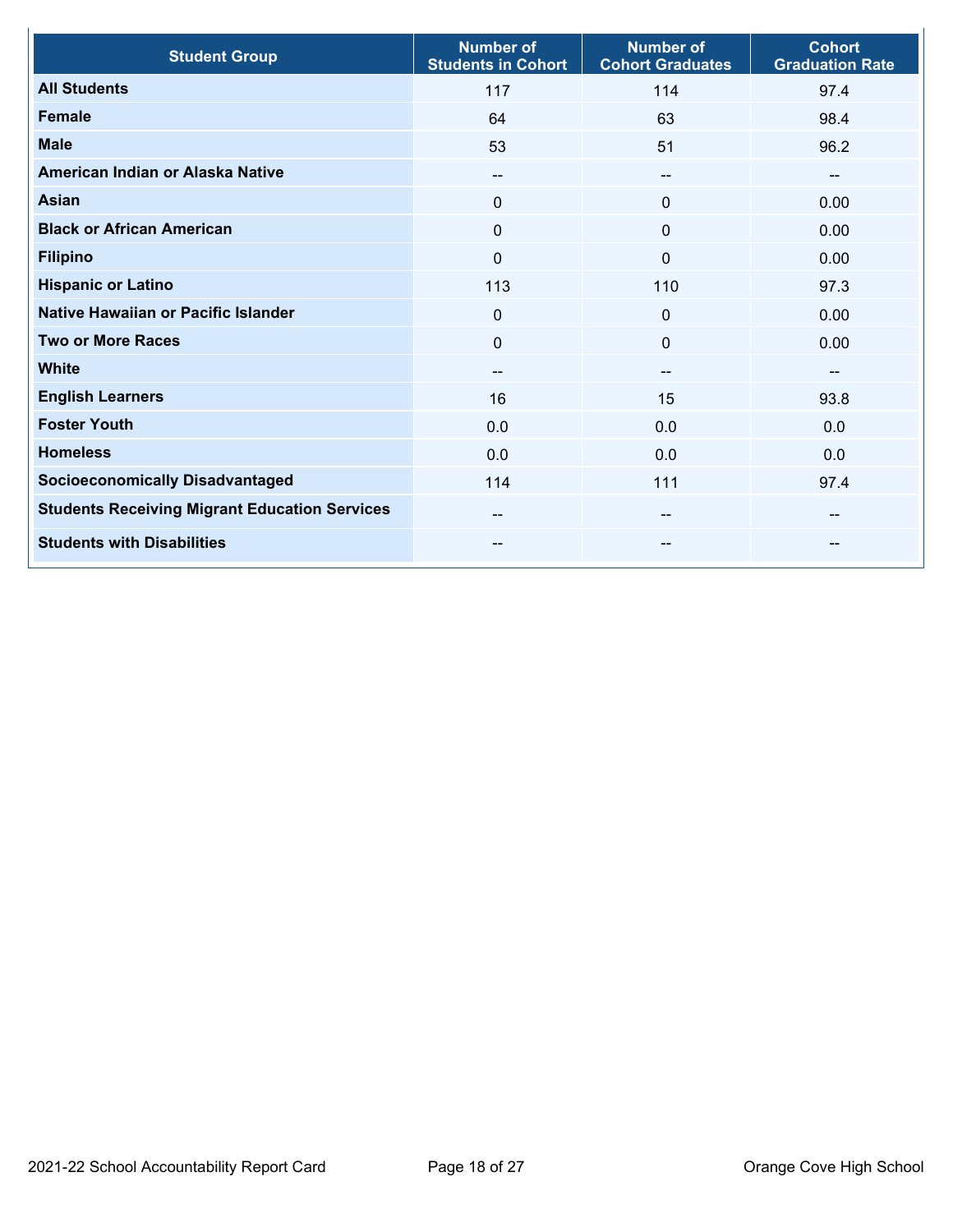| Student Group | Number of Students in Cohort | Number of Cohort Graduates | Cohort Graduation Rate |
|---|---|---|---|
| **All Students** | 117 | 114 | 97.4 |
| **Female** | 64 | 63 | 98.4 |
| **Male** | 53 | 51 | 96.2 |
| **American Indian or Alaska Native** | -- | -- | -- |
| **Asian** | 0 | 0 | 0.00 |
| **Black or African American** | 0 | 0 | 0.00 |
| **Filipino** | 0 | 0 | 0.00 |
| **Hispanic or Latino** | 113 | 110 | 97.3 |
| **Native Hawaiian or Pacific Islander** | 0 | 0 | 0.00 |
| **Two or More Races** | 0 | 0 | 0.00 |
| **White** | -- | -- | -- |
| **English Learners** | 16 | 15 | 93.8 |
| **Foster Youth** | 0.0 | 0.0 | 0.0 |
| **Homeless** | 0.0 | 0.0 | 0.0 |
| **Socioeconomically Disadvantaged** | 114 | 111 | 97.4 |
| **Students Receiving Migrant Education Services** | -- | -- | -- |
| **Students with Disabilities** | -- | -- | -- |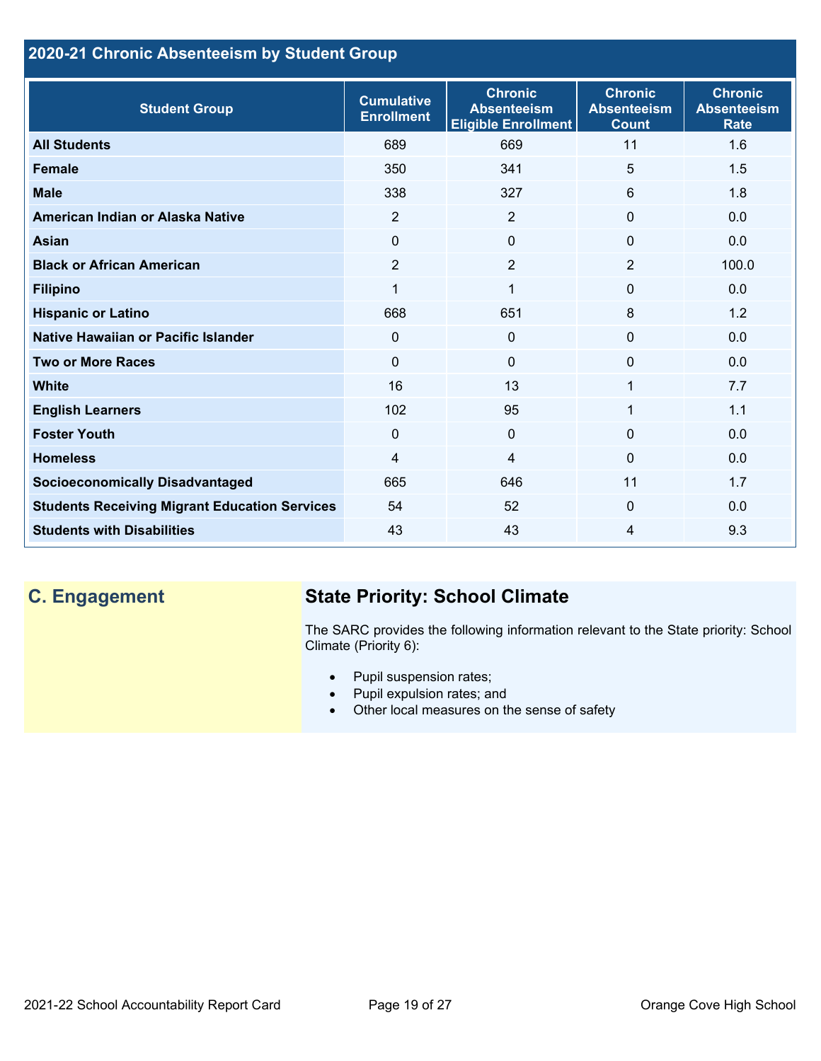## 2020-21 Chronic Absenteeism by Student Group

| Student Group | Cumulative Enrollment | Chronic Absenteeism Eligible Enrollment | Chronic Absenteeism Count | Chronic Absenteeism Rate |
|---|---|---|---|---|
| **All Students** | 689 | 669 | 11 | 1.6 |
| **Female** | 350 | 341 | 5 | 1.5 |
| **Male** | 338 | 327 | 6 | 1.8 |
| **American Indian or Alaska Native** | 2 | 2 | 0 | 0.0 |
| **Asian** | 0 | 0 | 0 | 0.0 |
| **Black or African American** | 2 | 2 | 2 | 100.0 |
| **Filipino** | 1 | 1 | 0 | 0.0 |
| **Hispanic or Latino** | 668 | 651 | 8 | 1.2 |
| **Native Hawaiian or Pacific Islander** | 0 | 0 | 0 | 0.0 |
| **Two or More Races** | 0 | 0 | 0 | 0.0 |
| **White** | 16 | 13 | 1 | 7.7 |
| **English Learners** | 102 | 95 | 1 | 1.1 |
| **Foster Youth** | 0 | 0 | 0 | 0.0 |
| **Homeless** | 4 | 4 | 0 | 0.0 |
| **Socioeconomically Disadvantaged** | 665 | 646 | 11 | 1.7 |
| **Students Receiving Migrant Education Services** | 54 | 52 | 0 | 0.0 |
| **Students with Disabilities** | 43 | 43 | 4 | 9.3 |

## C. Engagement

### State Priority: School Climate

The SARC provides the following information relevant to the State priority: School Climate (Priority 6):

- Pupil suspension rates;
- Pupil expulsion rates; and
- Other local measures on the sense of safety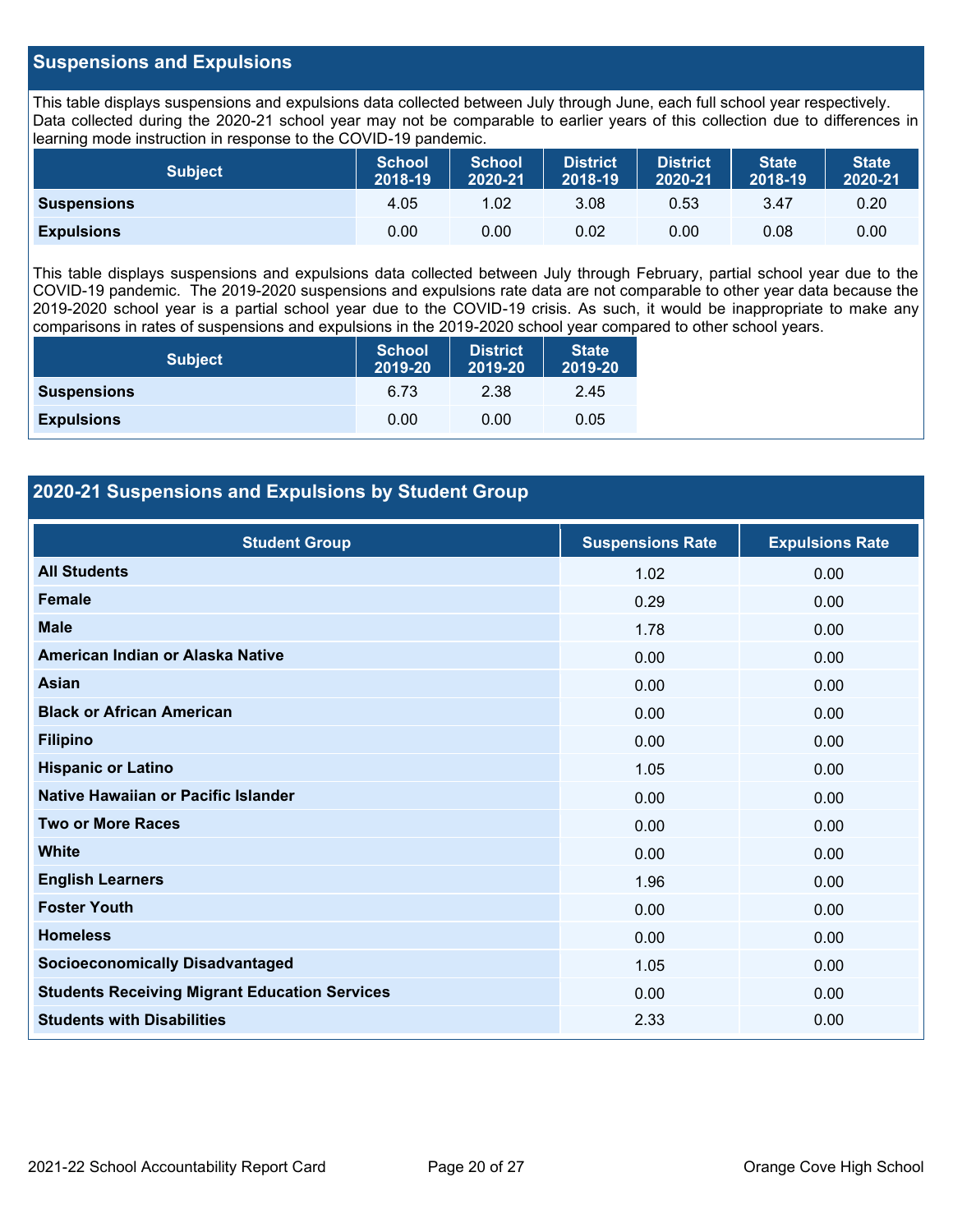## Suspensions and Expulsions

This table displays suspensions and expulsions data collected between July through June, each full school year respectively. Data collected during the 2020-21 school year may not be comparable to earlier years of this collection due to differences in learning mode instruction in response to the COVID-19 pandemic.

| Subject | School 2018-19 | School 2020-21 | District 2018-19 | District 2020-21 | State 2018-19 | State 2020-21 |
|---|---|---|---|---|---|---|
| **Suspensions** | 4.05 | 1.02 | 3.08 | 0.53 | 3.47 | 0.20 |
| **Expulsions** | 0.00 | 0.00 | 0.02 | 0.00 | 0.08 | 0.00 |

This table displays suspensions and expulsions data collected between July through February, partial school year due to the COVID-19 pandemic. The 2019-2020 suspensions and expulsions rate data are not comparable to other year data because the 2019-2020 school year is a partial school year due to the COVID-19 crisis. As such, it would be inappropriate to make any comparisons in rates of suspensions and expulsions in the 2019-2020 school year compared to other school years.

| Subject | School 2019-20 | District 2019-20 | State 2019-20 |
|---|---|---|---|
| **Suspensions** | 6.73 | 2.38 | 2.45 |
| **Expulsions** | 0.00 | 0.00 | 0.05 |

## 2020-21 Suspensions and Expulsions by Student Group

| Student Group | Suspensions Rate | Expulsions Rate |
|---|---|---|
| **All Students** | 1.02 | 0.00 |
| **Female** | 0.29 | 0.00 |
| **Male** | 1.78 | 0.00 |
| **American Indian or Alaska Native** | 0.00 | 0.00 |
| **Asian** | 0.00 | 0.00 |
| **Black or African American** | 0.00 | 0.00 |
| **Filipino** | 0.00 | 0.00 |
| **Hispanic or Latino** | 1.05 | 0.00 |
| **Native Hawaiian or Pacific Islander** | 0.00 | 0.00 |
| **Two or More Races** | 0.00 | 0.00 |
| **White** | 0.00 | 0.00 |
| **English Learners** | 1.96 | 0.00 |
| **Foster Youth** | 0.00 | 0.00 |
| **Homeless** | 0.00 | 0.00 |
| **Socioeconomically Disadvantaged** | 1.05 | 0.00 |
| **Students Receiving Migrant Education Services** | 0.00 | 0.00 |
| **Students with Disabilities** | 2.33 | 0.00 |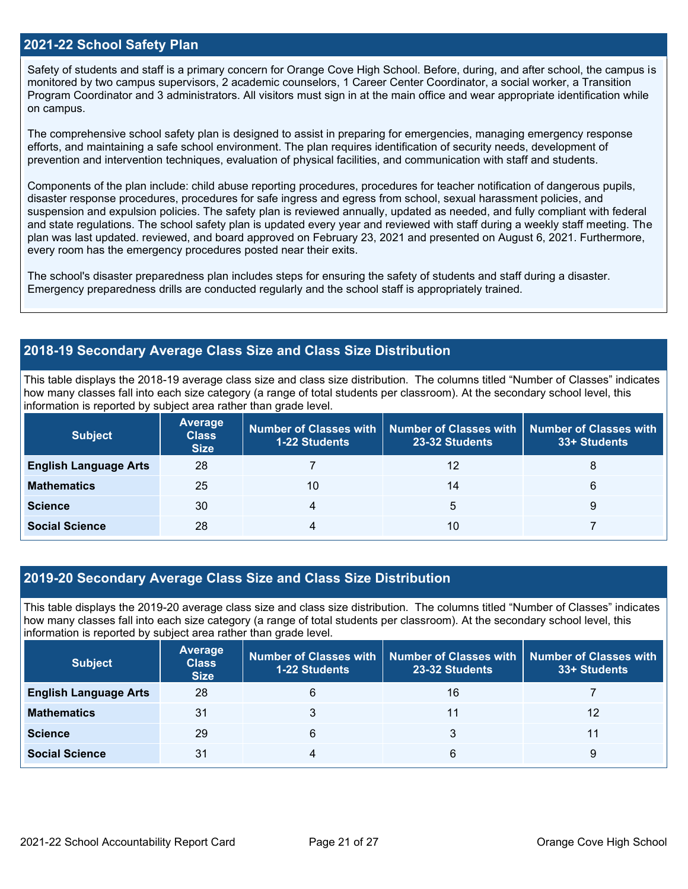## 2021-22 School Safety Plan

Safety of students and staff is a primary concern for Orange Cove High School. Before, during, and after school, the campus is monitored by two campus supervisors, 2 academic counselors, 1 Career Center Coordinator, a social worker, a Transition Program Coordinator and 3 administrators. All visitors must sign in at the main office and wear appropriate identification while on campus.

The comprehensive school safety plan is designed to assist in preparing for emergencies, managing emergency response efforts, and maintaining a safe school environment. The plan requires identification of security needs, development of prevention and intervention techniques, evaluation of physical facilities, and communication with staff and students.

Components of the plan include: child abuse reporting procedures, procedures for teacher notification of dangerous pupils, disaster response procedures, procedures for safe ingress and egress from school, sexual harassment policies, and suspension and expulsion policies. The safety plan is reviewed annually, updated as needed, and fully compliant with federal and state regulations. The school safety plan is updated every year and reviewed with staff during a weekly staff meeting. The plan was last updated. reviewed, and board approved on February 23, 2021 and presented on August 6, 2021. Furthermore, every room has the emergency procedures posted near their exits.

The school's disaster preparedness plan includes steps for ensuring the safety of students and staff during a disaster. Emergency preparedness drills are conducted regularly and the school staff is appropriately trained.

## 2018-19 Secondary Average Class Size and Class Size Distribution

This table displays the 2018-19 average class size and class size distribution. The columns titled "Number of Classes" indicates how many classes fall into each size category (a range of total students per classroom). At the secondary school level, this information is reported by subject area rather than grade level.

| Subject | Average Class Size | Number of Classes with 1-22 Students | Number of Classes with 23-32 Students | Number of Classes with 33+ Students |
|---|---|---|---|---|
| English Language Arts | 28 | 7 | 12 | 8 |
| Mathematics | 25 | 10 | 14 | 6 |
| Science | 30 | 4 | 5 | 9 |
| Social Science | 28 | 4 | 10 | 7 |

## 2019-20 Secondary Average Class Size and Class Size Distribution

This table displays the 2019-20 average class size and class size distribution. The columns titled "Number of Classes" indicates how many classes fall into each size category (a range of total students per classroom). At the secondary school level, this information is reported by subject area rather than grade level.

| Subject | Average Class Size | Number of Classes with 1-22 Students | Number of Classes with 23-32 Students | Number of Classes with 33+ Students |
|---|---|---|---|---|
| English Language Arts | 28 | 6 | 16 | 7 |
| Mathematics | 31 | 3 | 11 | 12 |
| Science | 29 | 6 | 3 | 11 |
| Social Science | 31 | 4 | 6 | 9 |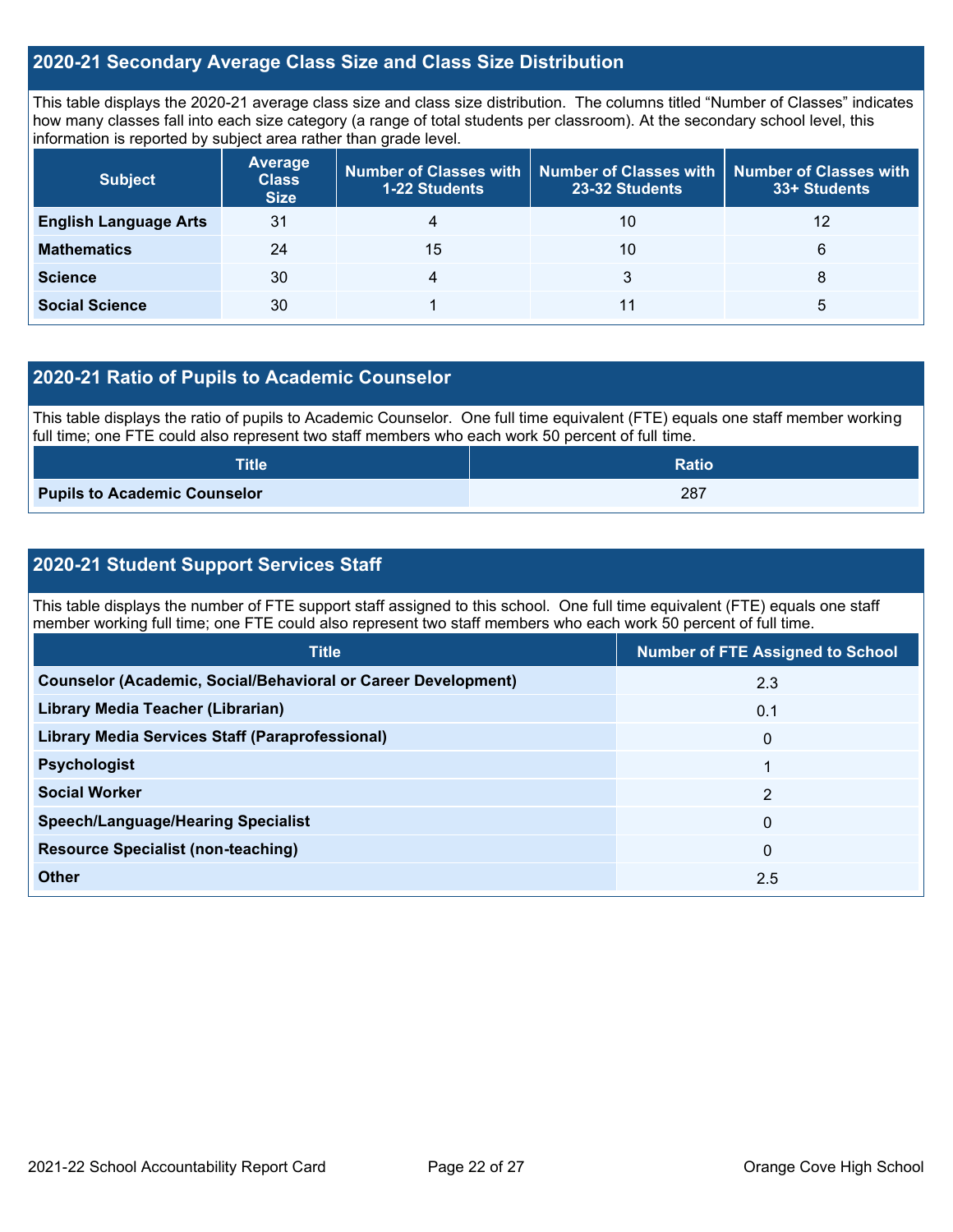## 2020-21 Secondary Average Class Size and Class Size Distribution

This table displays the 2020-21 average class size and class size distribution. The columns titled "Number of Classes" indicates how many classes fall into each size category (a range of total students per classroom). At the secondary school level, this information is reported by subject area rather than grade level.

| Subject | Average Class Size | Number of Classes with 1-22 Students | Number of Classes with 23-32 Students | Number of Classes with 33+ Students |
|---|---|---|---|---|
| **English Language Arts** | 31 | 4 | 10 | 12 |
| **Mathematics** | 24 | 15 | 10 | 6 |
| **Science** | 30 | 4 | 3 | 8 |
| **Social Science** | 30 | 1 | 11 | 5 |

## 2020-21 Ratio of Pupils to Academic Counselor

This table displays the ratio of pupils to Academic Counselor. One full time equivalent (FTE) equals one staff member working full time; one FTE could also represent two staff members who each work 50 percent of full time.

| Title | Ratio |
|---|---|
| **Pupils to Academic Counselor** | 287 |

## 2020-21 Student Support Services Staff

This table displays the number of FTE support staff assigned to this school. One full time equivalent (FTE) equals one staff member working full time; one FTE could also represent two staff members who each work 50 percent of full time.

| Title | Number of FTE Assigned to School |
|---|---|
| **Counselor (Academic, Social/Behavioral or Career Development)** | 2.3 |
| **Library Media Teacher (Librarian)** | 0.1 |
| **Library Media Services Staff (Paraprofessional)** | 0 |
| **Psychologist** | 1 |
| **Social Worker** | 2 |
| **Speech/Language/Hearing Specialist** | 0 |
| **Resource Specialist (non-teaching)** | 0 |
| **Other** | 2.5 |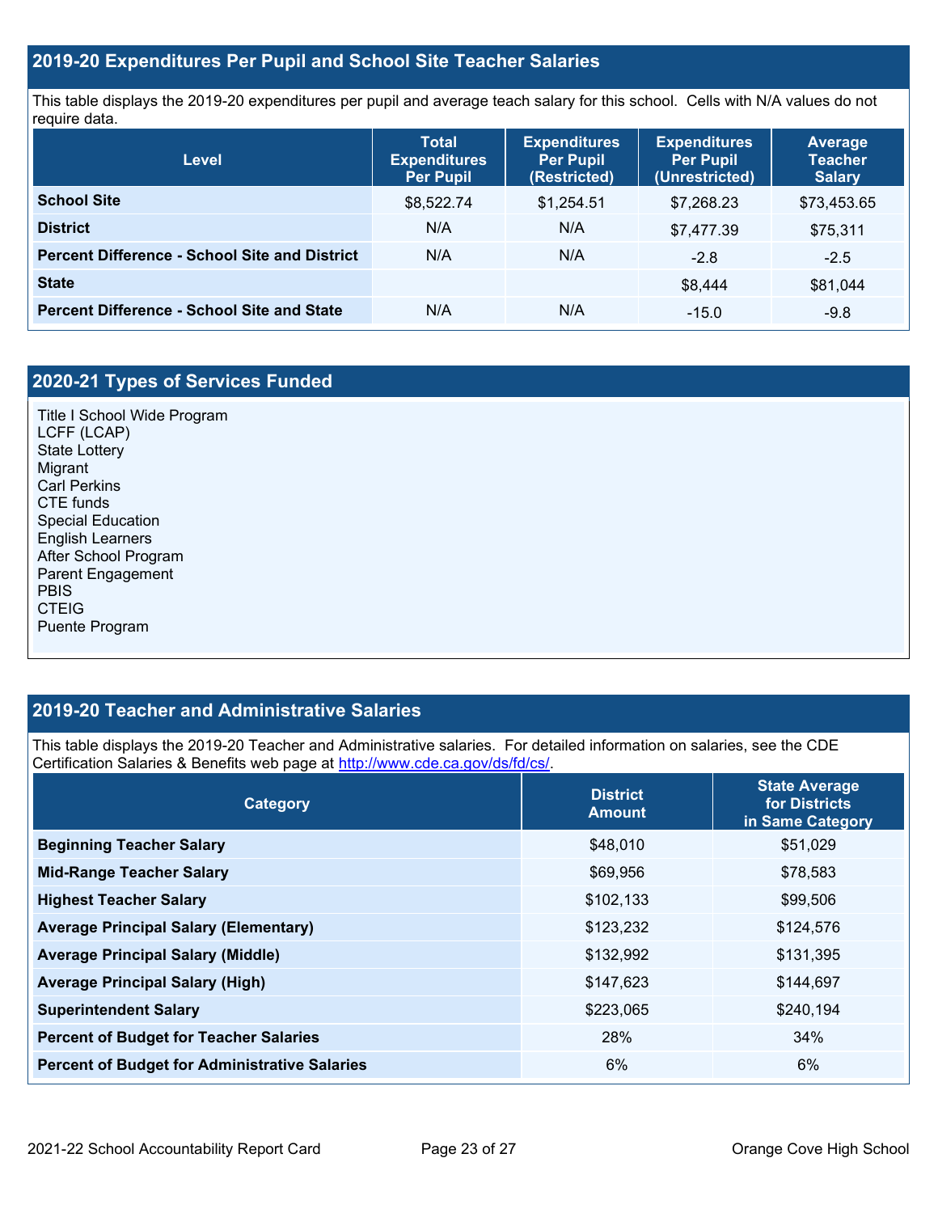## 2019-20 Expenditures Per Pupil and School Site Teacher Salaries

This table displays the 2019-20 expenditures per pupil and average teach salary for this school. Cells with N/A values do not require data.

| Level | Total Expenditures Per Pupil | Expenditures Per Pupil (Restricted) | Expenditures Per Pupil (Unrestricted) | Average Teacher Salary |
|---|---|---|---|---|
| **School Site** | $8,522.74 | $1,254.51 | $7,268.23 | $73,453.65 |
| **District** | N/A | N/A | $7,477.39 | $75,311 |
| **Percent Difference - School Site and District** | N/A | N/A | -2.8 | -2.5 |
| **State** | | | $8,444 | $81,044 |
| **Percent Difference - School Site and State** | N/A | N/A | -15.0 | -9.8 |

## 2020-21 Types of Services Funded

Title I School Wide Program
LCFF (LCAP)
State Lottery
Migrant
Carl Perkins
CTE funds
Special Education
English Learners
After School Program
Parent Engagement
PBIS
CTEIG
Puente Program

## 2019-20 Teacher and Administrative Salaries

This table displays the 2019-20 Teacher and Administrative salaries. For detailed information on salaries, see the CDE Certification Salaries & Benefits web page at http://www.cde.ca.gov/ds/fd/cs/.

| Category | District Amount | State Average for Districts in Same Category |
|---|---|---|
| **Beginning Teacher Salary** | $48,010 | $51,029 |
| **Mid-Range Teacher Salary** | $69,956 | $78,583 |
| **Highest Teacher Salary** | $102,133 | $99,506 |
| **Average Principal Salary (Elementary)** | $123,232 | $124,576 |
| **Average Principal Salary (Middle)** | $132,992 | $131,395 |
| **Average Principal Salary (High)** | $147,623 | $144,697 |
| **Superintendent Salary** | $223,065 | $240,194 |
| **Percent of Budget for Teacher Salaries** | 28% | 34% |
| **Percent of Budget for Administrative Salaries** | 6% | 6% |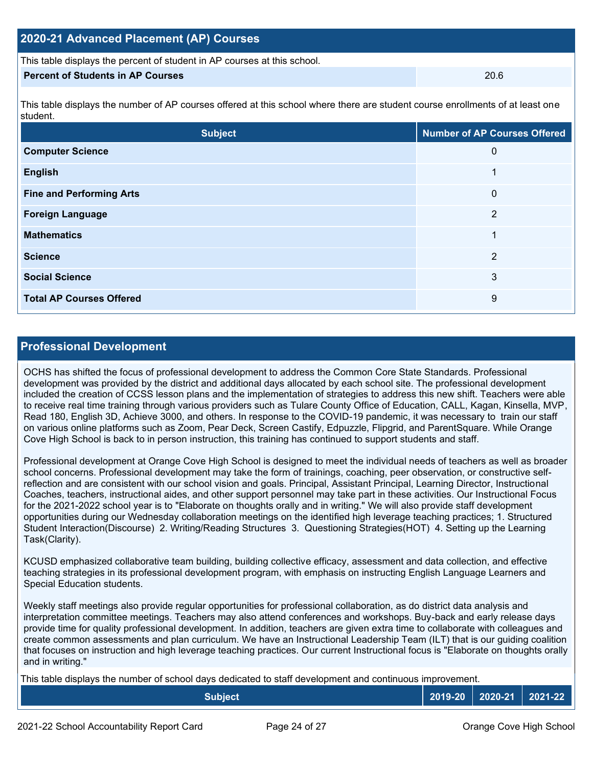## 2020-21 Advanced Placement (AP) Courses

This table displays the percent of student in AP courses at this school.

| Percent of Students in AP Courses | 20.6 |
| --- | --- |

This table displays the number of AP courses offered at this school where there are student course enrollments of at least one student.

| Subject | Number of AP Courses Offered |
| --- | --- |
| Computer Science | 0 |
| English | 1 |
| Fine and Performing Arts | 0 |
| Foreign Language | 2 |
| Mathematics | 1 |
| Science | 2 |
| Social Science | 3 |
| Total AP Courses Offered | 9 |

## Professional Development

OCHS has shifted the focus of professional development to address the Common Core State Standards. Professional development was provided by the district and additional days allocated by each school site. The professional development included the creation of CCSS lesson plans and the implementation of strategies to address this new shift. Teachers were able to receive real time training through various providers such as Tulare County Office of Education, CALL, Kagan, Kinsella, MVP, Read 180, English 3D, Achieve 3000, and others. In response to the COVID-19 pandemic, it was necessary to train our staff on various online platforms such as Zoom, Pear Deck, Screen Castify, Edpuzzle, Flipgrid, and ParentSquare. While Orange Cove High School is back to in person instruction, this training has continued to support students and staff.

Professional development at Orange Cove High School is designed to meet the individual needs of teachers as well as broader school concerns. Professional development may take the form of trainings, coaching, peer observation, or constructive self-reflection and are consistent with our school vision and goals. Principal, Assistant Principal, Learning Director, Instructional Coaches, teachers, instructional aides, and other support personnel may take part in these activities. Our Instructional Focus for the 2021-2022 school year is to "Elaborate on thoughts orally and in writing." We will also provide staff development opportunities during our Wednesday collaboration meetings on the identified high leverage teaching practices; 1. Structured Student Interaction(Discourse) 2. Writing/Reading Structures 3. Questioning Strategies(HOT) 4. Setting up the Learning Task(Clarity).

KCUSD emphasized collaborative team building, building collective efficacy, assessment and data collection, and effective teaching strategies in its professional development program, with emphasis on instructing English Language Learners and Special Education students.

Weekly staff meetings also provide regular opportunities for professional collaboration, as do district data analysis and interpretation committee meetings. Teachers may also attend conferences and workshops. Buy-back and early release days provide time for quality professional development. In addition, teachers are given extra time to collaborate with colleagues and create common assessments and plan curriculum. We have an Instructional Leadership Team (ILT) that is our guiding coalition that focuses on instruction and high leverage teaching practices. Our current Instructional focus is "Elaborate on thoughts orally and in writing."

This table displays the number of school days dedicated to staff development and continuous improvement.

| Subject | 2019-20 | 2020-21 | 2021-22 |
| --- | --- | --- | --- |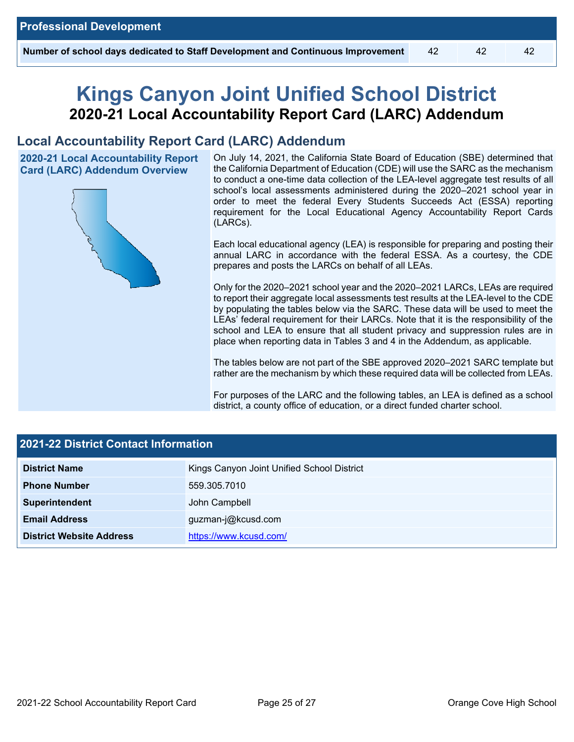| Professional Development | | | |
|---|---|---|---|
| Number of school days dedicated to Staff Development and Continuous Improvement | 42 | 42 | 42 |

# Kings Canyon Joint Unified School District

## 2020-21 Local Accountability Report Card (LARC) Addendum

## Local Accountability Report Card (LARC) Addendum

**2020-21 Local Accountability Report Card (LARC) Addendum Overview**

On July 14, 2021, the California State Board of Education (SBE) determined that the California Department of Education (CDE) will use the SARC as the mechanism to conduct a one-time data collection of the LEA-level aggregate test results of all school's local assessments administered during the 2020–2021 school year in order to meet the federal Every Students Succeeds Act (ESSA) reporting requirement for the Local Educational Agency Accountability Report Cards (LARCs).

Each local educational agency (LEA) is responsible for preparing and posting their annual LARC in accordance with the federal ESSA. As a courtesy, the CDE prepares and posts the LARCs on behalf of all LEAs.

Only for the 2020–2021 school year and the 2020–2021 LARCs, LEAs are required to report their aggregate local assessments test results at the LEA-level to the CDE by populating the tables below via the SARC. These data will be used to meet the LEAs' federal requirement for their LARCs. Note that it is the responsibility of the school and LEA to ensure that all student privacy and suppression rules are in place when reporting data in Tables 3 and 4 in the Addendum, as applicable.

The tables below are not part of the SBE approved 2020–2021 SARC template but rather are the mechanism by which these required data will be collected from LEAs.

For purposes of the LARC and the following tables, an LEA is defined as a school district, a county office of education, or a direct funded charter school.

| 2021-22 District Contact Information | |
|---|---|
| District Name | Kings Canyon Joint Unified School District |
| Phone Number | 559.305.7010 |
| Superintendent | John Campbell |
| Email Address | guzman-j@kcusd.com |
| District Website Address | https://www.kcusd.com/ |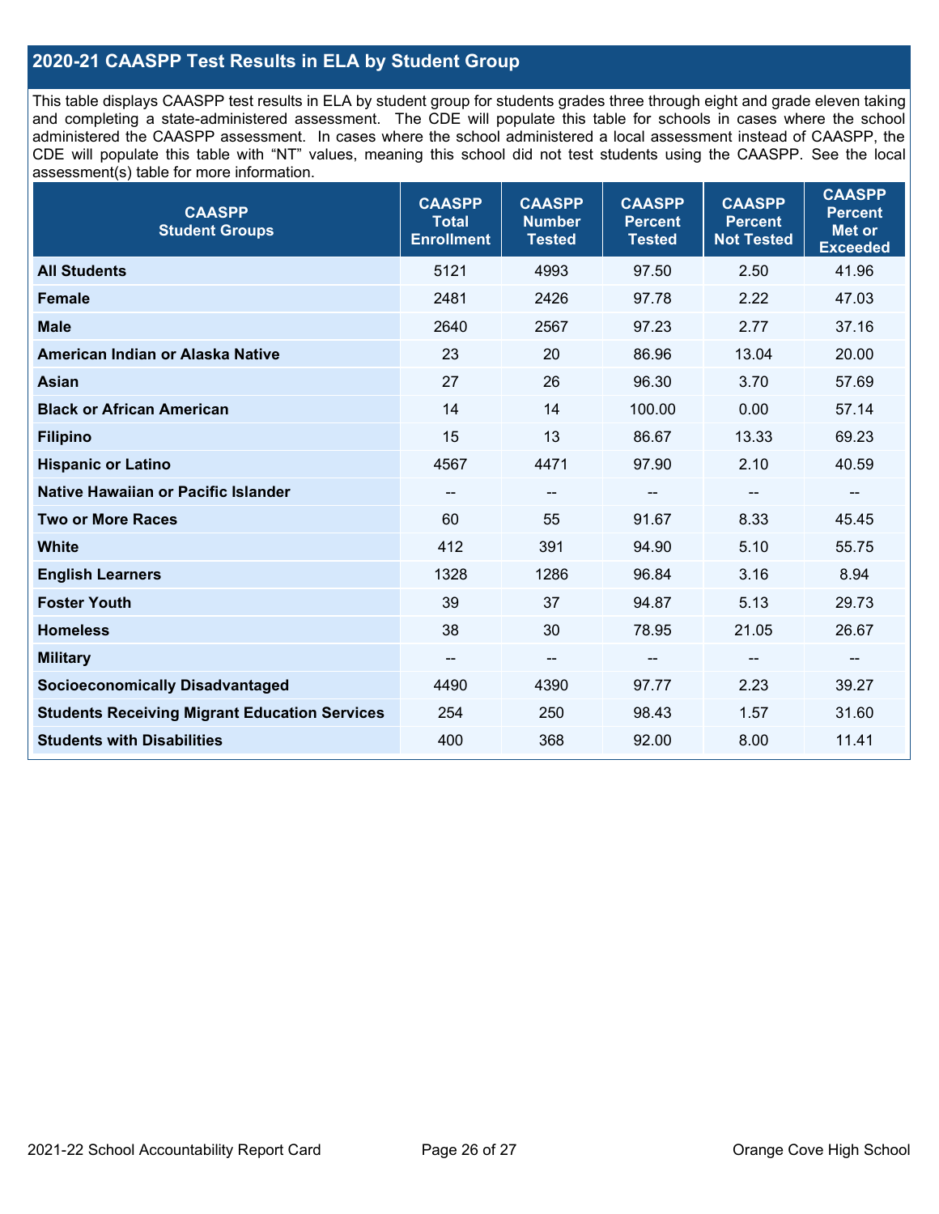## 2020-21 CAASPP Test Results in ELA by Student Group

This table displays CAASPP test results in ELA by student group for students grades three through eight and grade eleven taking and completing a state-administered assessment. The CDE will populate this table for schools in cases where the school administered the CAASPP assessment. In cases where the school administered a local assessment instead of CAASPP, the CDE will populate this table with "NT" values, meaning this school did not test students using the CAASPP. See the local assessment(s) table for more information.

| CAASPP Student Groups | CAASPP Total Enrollment | CAASPP Number Tested | CAASPP Percent Tested | CAASPP Percent Not Tested | CAASPP Percent Met or Exceeded |
|---|---|---|---|---|---|
| **All Students** | 5121 | 4993 | 97.50 | 2.50 | 41.96 |
| **Female** | 2481 | 2426 | 97.78 | 2.22 | 47.03 |
| **Male** | 2640 | 2567 | 97.23 | 2.77 | 37.16 |
| **American Indian or Alaska Native** | 23 | 20 | 86.96 | 13.04 | 20.00 |
| **Asian** | 27 | 26 | 96.30 | 3.70 | 57.69 |
| **Black or African American** | 14 | 14 | 100.00 | 0.00 | 57.14 |
| **Filipino** | 15 | 13 | 86.67 | 13.33 | 69.23 |
| **Hispanic or Latino** | 4567 | 4471 | 97.90 | 2.10 | 40.59 |
| **Native Hawaiian or Pacific Islander** | -- | -- | -- | -- | -- |
| **Two or More Races** | 60 | 55 | 91.67 | 8.33 | 45.45 |
| **White** | 412 | 391 | 94.90 | 5.10 | 55.75 |
| **English Learners** | 1328 | 1286 | 96.84 | 3.16 | 8.94 |
| **Foster Youth** | 39 | 37 | 94.87 | 5.13 | 29.73 |
| **Homeless** | 38 | 30 | 78.95 | 21.05 | 26.67 |
| **Military** | -- | -- | -- | -- | -- |
| **Socioeconomically Disadvantaged** | 4490 | 4390 | 97.77 | 2.23 | 39.27 |
| **Students Receiving Migrant Education Services** | 254 | 250 | 98.43 | 1.57 | 31.60 |
| **Students with Disabilities** | 400 | 368 | 92.00 | 8.00 | 11.41 |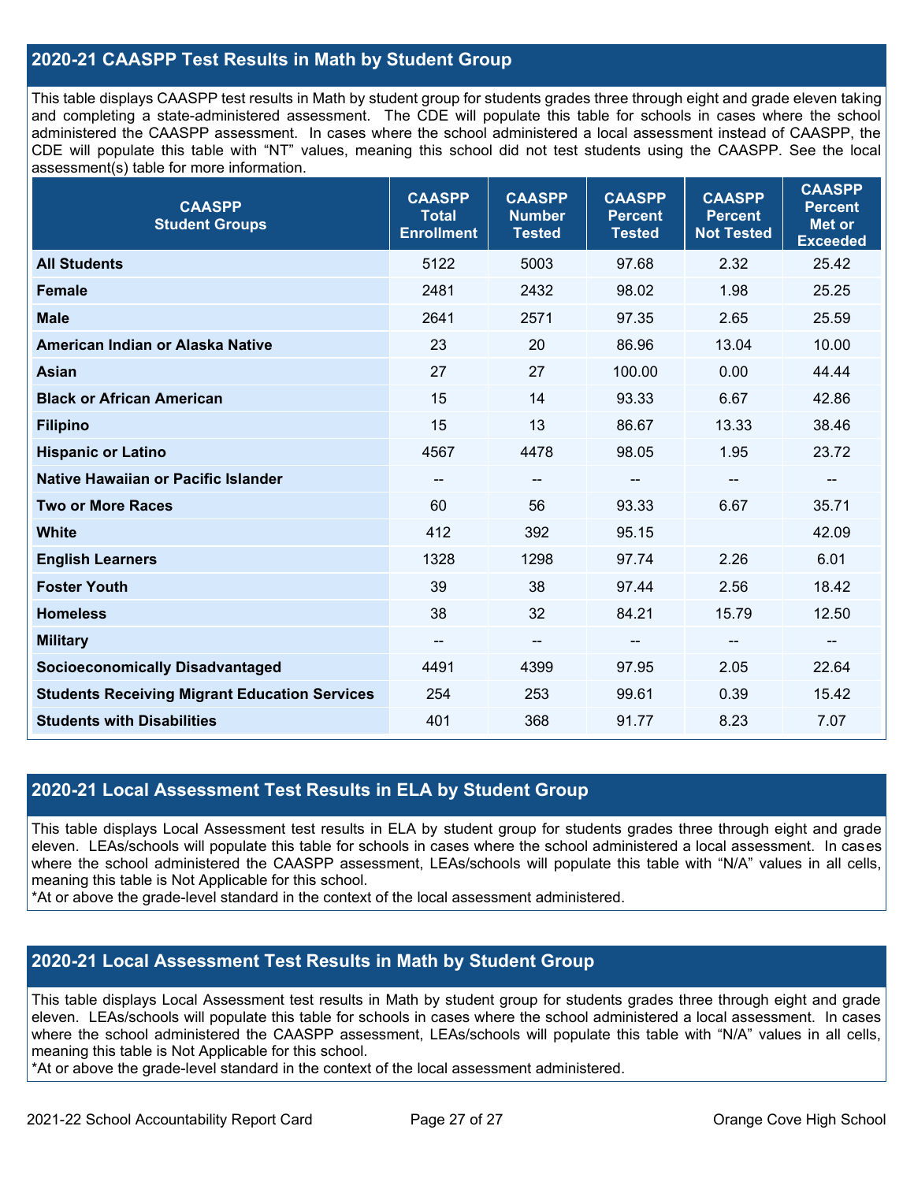## 2020-21 CAASPP Test Results in Math by Student Group

This table displays CAASPP test results in Math by student group for students grades three through eight and grade eleven taking and completing a state-administered assessment. The CDE will populate this table for schools in cases where the school administered the CAASPP assessment. In cases where the school administered a local assessment instead of CAASPP, the CDE will populate this table with "NT" values, meaning this school did not test students using the CAASPP. See the local assessment(s) table for more information.

| CAASPP Student Groups | CAASPP Total Enrollment | CAASPP Number Tested | CAASPP Percent Tested | CAASPP Percent Not Tested | CAASPP Percent Met or Exceeded |
|---|---|---|---|---|---|
| **All Students** | 5122 | 5003 | 97.68 | 2.32 | 25.42 |
| **Female** | 2481 | 2432 | 98.02 | 1.98 | 25.25 |
| **Male** | 2641 | 2571 | 97.35 | 2.65 | 25.59 |
| **American Indian or Alaska Native** | 23 | 20 | 86.96 | 13.04 | 10.00 |
| **Asian** | 27 | 27 | 100.00 | 0.00 | 44.44 |
| **Black or African American** | 15 | 14 | 93.33 | 6.67 | 42.86 |
| **Filipino** | 15 | 13 | 86.67 | 13.33 | 38.46 |
| **Hispanic or Latino** | 4567 | 4478 | 98.05 | 1.95 | 23.72 |
| **Native Hawaiian or Pacific Islander** | -- | -- | -- | -- | -- |
| **Two or More Races** | 60 | 56 | 93.33 | 6.67 | 35.71 |
| **White** | 412 | 392 | 95.15 | | 42.09 |
| **English Learners** | 1328 | 1298 | 97.74 | 2.26 | 6.01 |
| **Foster Youth** | 39 | 38 | 97.44 | 2.56 | 18.42 |
| **Homeless** | 38 | 32 | 84.21 | 15.79 | 12.50 |
| **Military** | -- | -- | -- | -- | -- |
| **Socioeconomically Disadvantaged** | 4491 | 4399 | 97.95 | 2.05 | 22.64 |
| **Students Receiving Migrant Education Services** | 254 | 253 | 99.61 | 0.39 | 15.42 |
| **Students with Disabilities** | 401 | 368 | 91.77 | 8.23 | 7.07 |

## 2020-21 Local Assessment Test Results in ELA by Student Group

This table displays Local Assessment test results in ELA by student group for students grades three through eight and grade eleven. LEAs/schools will populate this table for schools in cases where the school administered a local assessment. In cases where the school administered the CAASPP assessment, LEAs/schools will populate this table with "N/A" values in all cells, meaning this table is Not Applicable for this school.

*At or above the grade-level standard in the context of the local assessment administered.

## 2020-21 Local Assessment Test Results in Math by Student Group

This table displays Local Assessment test results in Math by student group for students grades three through eight and grade eleven. LEAs/schools will populate this table for schools in cases where the school administered a local assessment. In cases where the school administered the CAASPP assessment, LEAs/schools will populate this table with "N/A" values in all cells, meaning this table is Not Applicable for this school.

*At or above the grade-level standard in the context of the local assessment administered.